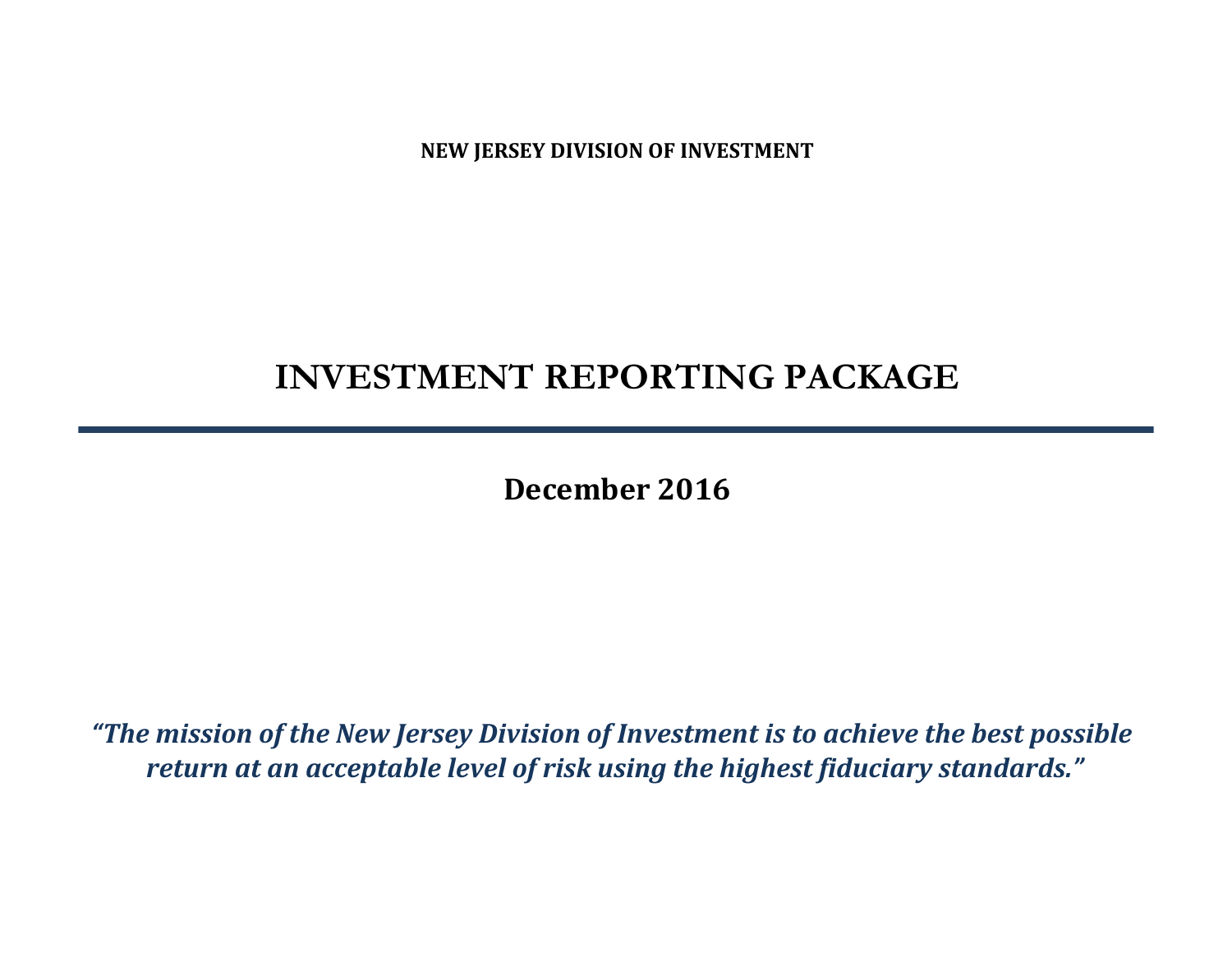**NEW JERSEY DIVISION OF INVESTMENT**

# INVESTMENT REPORTING PACKAGE

---

## December 2016

***"The mission of the New Jersey Division of Investment is to achieve the best possible return at an acceptable level of risk using the highest fiduciary standards."***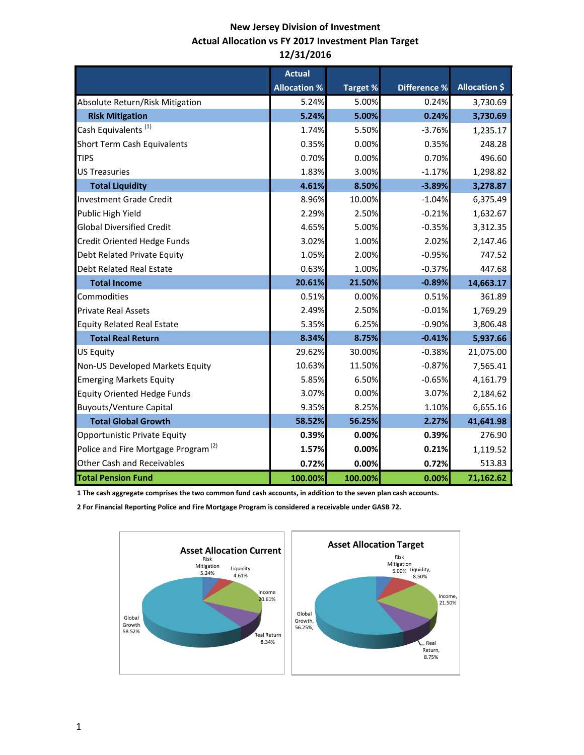# New Jersey Division of Investment
## Actual Allocation vs FY 2017 Investment Plan Target
## 12/31/2016

| | Actual Allocation % | Target % | Difference % | Allocation $ |
|---|---|---|---|---|
| Absolute Return/Risk Mitigation | 5.24% | 5.00% | 0.24% | 3,730.69 |
| **Risk Mitigation** | **5.24%** | **5.00%** | **0.24%** | **3,730.69** |
| Cash Equivalents [1] | 1.74% | 5.50% | -3.76% | 1,235.17 |
| Short Term Cash Equivalents | 0.35% | 0.00% | 0.35% | 248.28 |
| TIPS | 0.70% | 0.00% | 0.70% | 496.60 |
| US Treasuries | 1.83% | 3.00% | -1.17% | 1,298.82 |
| **Total Liquidity** | **4.61%** | **8.50%** | **-3.89%** | **3,278.87** |
| Investment Grade Credit | 8.96% | 10.00% | -1.04% | 6,375.49 |
| Public High Yield | 2.29% | 2.50% | -0.21% | 1,632.67 |
| Global Diversified Credit | 4.65% | 5.00% | -0.35% | 3,312.35 |
| Credit Oriented Hedge Funds | 3.02% | 1.00% | 2.02% | 2,147.46 |
| Debt Related Private Equity | 1.05% | 2.00% | -0.95% | 747.52 |
| Debt Related Real Estate | 0.63% | 1.00% | -0.37% | 447.68 |
| **Total Income** | **20.61%** | **21.50%** | **-0.89%** | **14,663.17** |
| Commodities | 0.51% | 0.00% | 0.51% | 361.89 |
| Private Real Assets | 2.49% | 2.50% | -0.01% | 1,769.29 |
| Equity Related Real Estate | 5.35% | 6.25% | -0.90% | 3,806.48 |
| **Total Real Return** | **8.34%** | **8.75%** | **-0.41%** | **5,937.66** |
| US Equity | 29.62% | 30.00% | -0.38% | 21,075.00 |
| Non-US Developed Markets Equity | 10.63% | 11.50% | -0.87% | 7,565.41 |
| Emerging Markets Equity | 5.85% | 6.50% | -0.65% | 4,161.79 |
| Equity Oriented Hedge Funds | 3.07% | 0.00% | 3.07% | 2,184.62 |
| Buyouts/Venture Capital | 9.35% | 8.25% | 1.10% | 6,655.16 |
| **Total Global Growth** | **58.52%** | **56.25%** | **2.27%** | **41,641.98** |
| Opportunistic Private Equity | **0.39%** | **0.00%** | **0.39%** | 276.90 |
| Police and Fire Mortgage Program [2] | **1.57%** | **0.00%** | **0.21%** | 1,119.52 |
| Other Cash and Receivables | **0.72%** | **0.00%** | **0.72%** | 513.83 |
| **Total Pension Fund** | **100.00%** | **100.00%** | **0.00%** | **71,162.62** |

**1 The cash aggregate comprises the two common fund cash accounts, in addition to the seven plan cash accounts.**

**2 For Financial Reporting Police and Fire Mortgage Program is considered a receivable under GASB 72.**

Asset Allocation Current

Risk Mitigation 5.24%
Liquidity 4.61%
Income 20.61%
Real Return 8.34%
Global Growth 58.52%

Asset Allocation Target

Risk Mitigation 5.00%
Liquidity, 8.50%
Income, 21.50%
Real Return, 8.75%
Global Growth, 56.25%,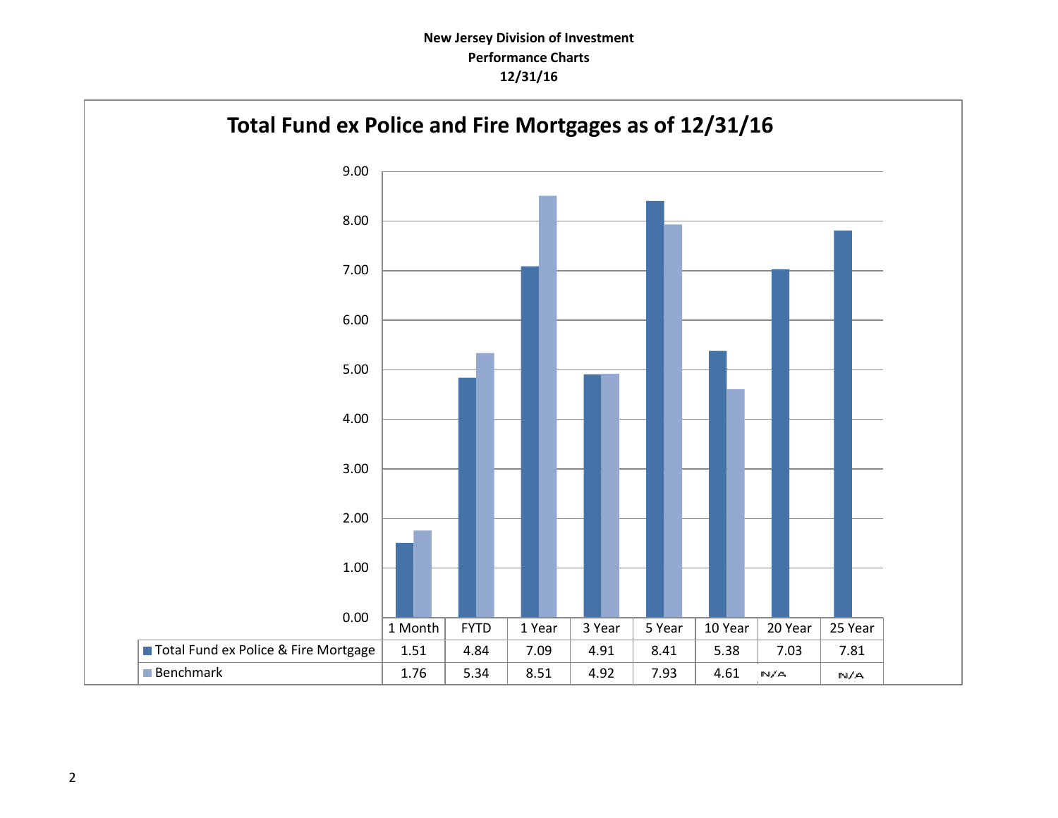**New Jersey Division of Investment**
**Performance Charts**
**12/31/16**

## Total Fund ex Police and Fire Mortgages as of 12/31/16

9.00
8.00
7.00
6.00
5.00
4.00
3.00
2.00
1.00
0.00

| | 1 Month | FYTD | 1 Year | 3 Year | 5 Year | 10 Year | 20 Year | 25 Year |
|---|---|---|---|---|---|---|---|---|
| Total Fund ex Police & Fire Mortgage | 1.51 | 4.84 | 7.09 | 4.91 | 8.41 | 5.38 | 7.03 | 7.81 |
| Benchmark | 1.76 | 5.34 | 8.51 | 4.92 | 7.93 | 4.61 | N/A | N/A |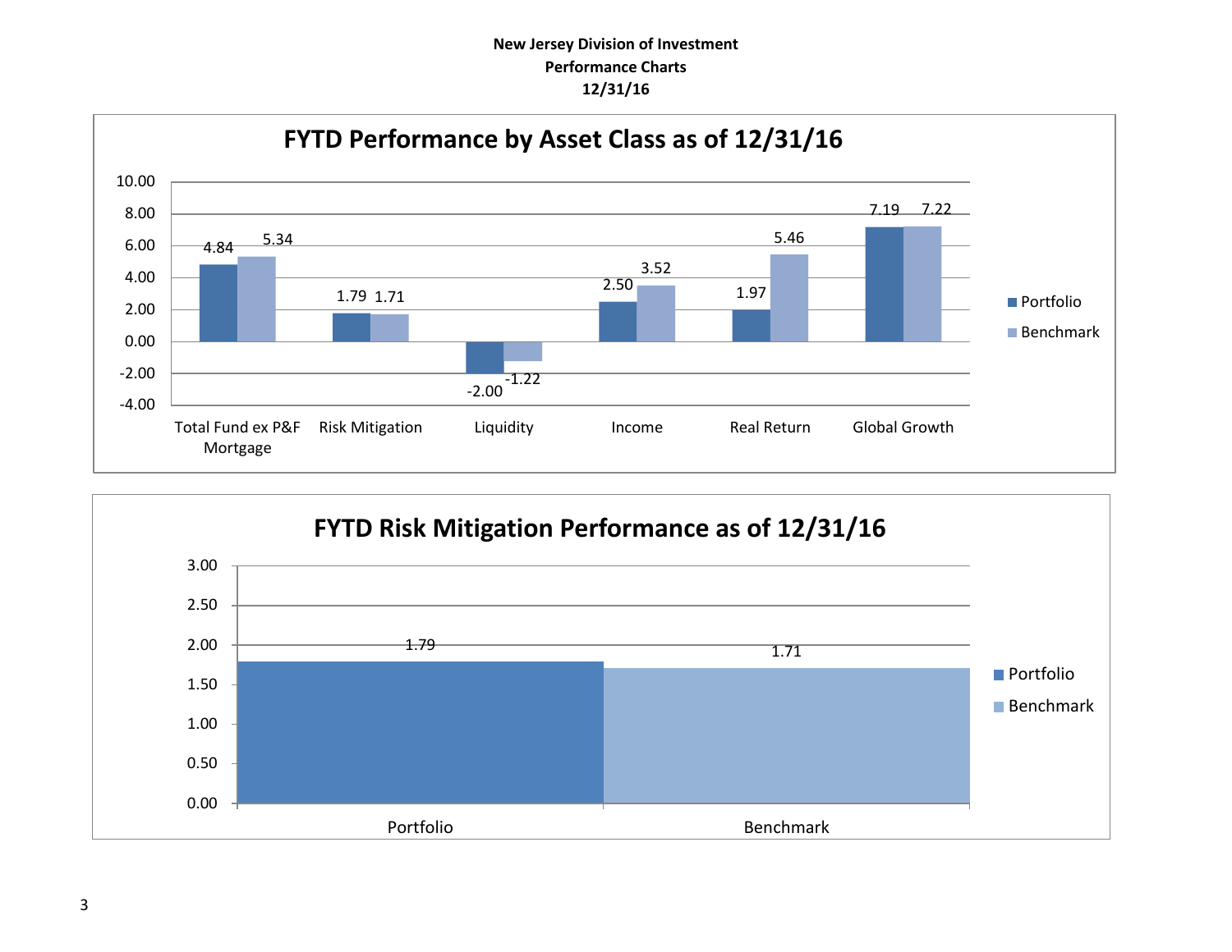**New Jersey Division of Investment**
**Performance Charts**
**12/31/16**

## FYTD Performance by Asset Class as of 12/31/16

10.00
8.00
6.00
4.00
2.00
0.00
-2.00
-4.00

Total Fund ex P&F Mortgage: 4.84, 5.34
Risk Mitigation: 1.79, 1.71
Liquidity: -2.00, -1.22
Income: 2.50, 3.52
Real Return: 1.97, 5.46
Global Growth: 7.19, 7.22

Portfolio
Benchmark

## FYTD Risk Mitigation Performance as of 12/31/16

3.00
2.50
2.00
1.50
1.00
0.50
0.00

Portfolio: 1.79
Benchmark: 1.71

Portfolio
Benchmark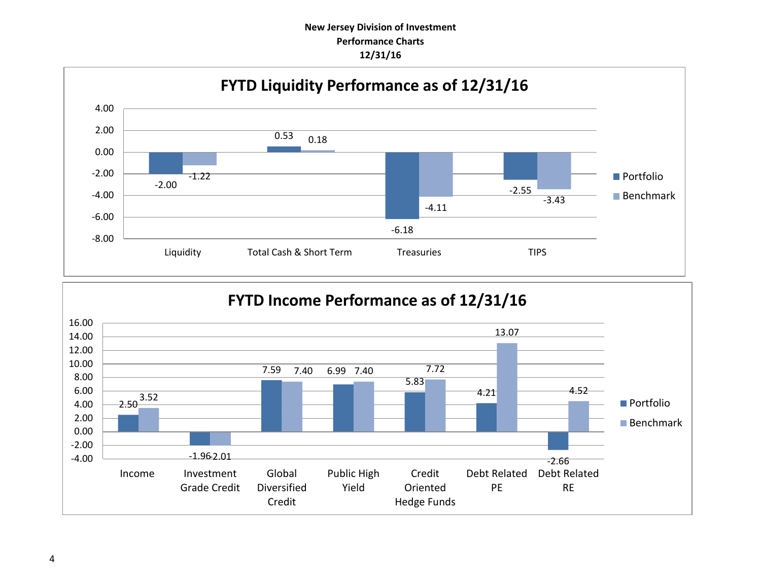**New Jersey Division of Investment**
**Performance Charts**
**12/31/16**

## FYTD Liquidity Performance as of 12/31/16

4.00
2.00
0.00
-2.00
-4.00
-6.00
-8.00

Liquidity: -2.00, -1.22
Total Cash & Short Term: 0.53, 0.18
Treasuries: -6.18, -4.11
TIPS: -2.55, -3.43

Portfolio
Benchmark

## FYTD Income Performance as of 12/31/16

16.00
14.00
12.00
10.00
8.00
6.00
4.00
2.00
0.00
-2.00
-4.00

Income: 2.50, 3.52
Investment Grade Credit: -1.96, -2.01
Global Diversified Credit: 7.59, 7.40
Public High Yield: 6.99, 7.40
Credit Oriented Hedge Funds: 5.83, 7.72
Debt Related PE: 4.21, 13.07
Debt Related RE: -2.66, 4.52

Portfolio
Benchmark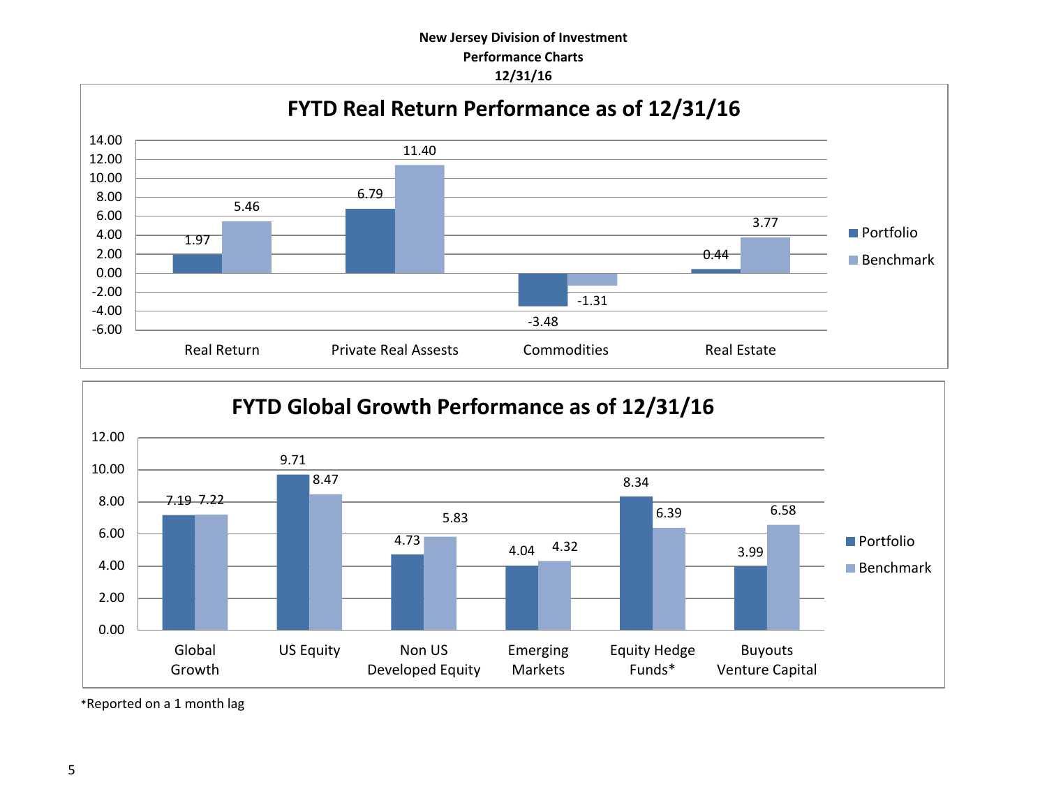**New Jersey Division of Investment**
**Performance Charts**
**12/31/16**

## FYTD Real Return Performance as of 12/31/16

14.00
12.00
10.00
8.00
6.00
4.00
2.00
0.00
-2.00
-4.00
-6.00

1.97
5.46
6.79
11.40
-3.48
-1.31
0.44
3.77

Real Return
Private Real Assests
Commodities
Real Estate

Portfolio
Benchmark

## FYTD Global Growth Performance as of 12/31/16

12.00
10.00
8.00
6.00
4.00
2.00
0.00

7.19 7.22
9.71
8.47
4.73
5.83
4.04
4.32
8.34
6.39
3.99
6.58

Global Growth
US Equity
Non US Developed Equity
Emerging Markets
Equity Hedge Funds*
Buyouts Venture Capital

Portfolio
Benchmark

*Reported on a 1 month lag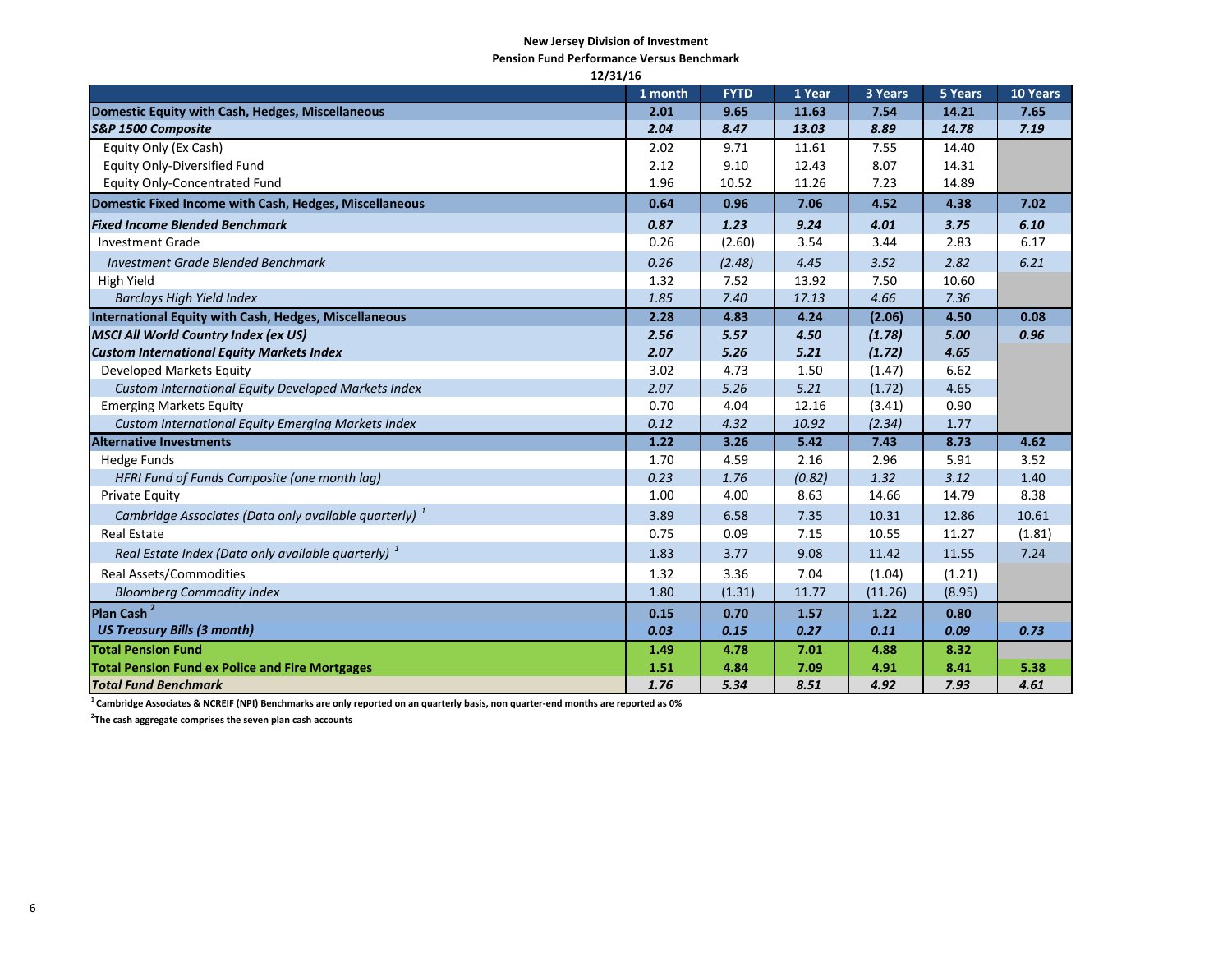**New Jersey Division of Investment**

**Pension Fund Performance Versus Benchmark**

**12/31/16**

| | 1 month | FYTD | 1 Year | 3 Years | 5 Years | 10 Years |
|---|---|---|---|---|---|---|
| **Domestic Equity with Cash, Hedges, Miscellaneous** | **2.01** | **9.65** | **11.63** | **7.54** | **14.21** | **7.65** |
| ***S&P 1500 Composite*** | ***2.04*** | ***8.47*** | ***13.03*** | ***8.89*** | ***14.78*** | ***7.19*** |
| Equity Only (Ex Cash) | 2.02 | 9.71 | 11.61 | 7.55 | 14.40 | |
| Equity Only-Diversified Fund | 2.12 | 9.10 | 12.43 | 8.07 | 14.31 | |
| Equity Only-Concentrated Fund | 1.96 | 10.52 | 11.26 | 7.23 | 14.89 | |
| **Domestic Fixed Income with Cash, Hedges, Miscellaneous** | **0.64** | **0.96** | **7.06** | **4.52** | **4.38** | **7.02** |
| ***Fixed Income Blended Benchmark*** | ***0.87*** | ***1.23*** | ***9.24*** | ***4.01*** | ***3.75*** | ***6.10*** |
| Investment Grade | 0.26 | (2.60) | 3.54 | 3.44 | 2.83 | 6.17 |
| *Investment Grade Blended Benchmark* | *0.26* | *(2.48)* | *4.45* | *3.52* | *2.82* | *6.21* |
| High Yield | 1.32 | 7.52 | 13.92 | 7.50 | 10.60 | |
| *Barclays High Yield Index* | *1.85* | *7.40* | *17.13* | *4.66* | *7.36* | |
| **International Equity with Cash, Hedges, Miscellaneous** | **2.28** | **4.83** | **4.24** | **(2.06)** | **4.50** | **0.08** |
| ***MSCI All World Country Index (ex US)*** | ***2.56*** | ***5.57*** | ***4.50*** | ***(1.78)*** | ***5.00*** | ***0.96*** |
| ***Custom International Equity Markets Index*** | ***2.07*** | ***5.26*** | ***5.21*** | ***(1.72)*** | ***4.65*** | |
| Developed Markets Equity | 3.02 | 4.73 | 1.50 | (1.47) | 6.62 | |
| *Custom International Equity Developed Markets Index* | *2.07* | *5.26* | *5.21* | *(1.72)* | *4.65* | |
| Emerging Markets Equity | 0.70 | 4.04 | 12.16 | (3.41) | 0.90 | |
| *Custom International Equity Emerging Markets Index* | *0.12* | *4.32* | *10.92* | *(2.34)* | *1.77* | |
| **Alternative Investments** | **1.22** | **3.26** | **5.42** | **7.43** | **8.73** | **4.62** |
| Hedge Funds | 1.70 | 4.59 | 2.16 | 2.96 | 5.91 | 3.52 |
| *HFRI Fund of Funds Composite (one month lag)* | *0.23* | *1.76* | *(0.82)* | *1.32* | *3.12* | 1.40 |
| Private Equity | 1.00 | 4.00 | 8.63 | 14.66 | 14.79 | 8.38 |
| *Cambridge Associates (Data only available quarterly)* [1] | 3.89 | 6.58 | 7.35 | 10.31 | 12.86 | 10.61 |
| Real Estate | 0.75 | 0.09 | 7.15 | 10.55 | 11.27 | (1.81) |
| *Real Estate Index (Data only available quarterly)* [1] | 1.83 | 3.77 | 9.08 | 11.42 | 11.55 | 7.24 |
| Real Assets/Commodities | 1.32 | 3.36 | 7.04 | (1.04) | (1.21) | |
| *Bloomberg Commodity Index* | 1.80 | (1.31) | 11.77 | (11.26) | (8.95) | |
| **Plan Cash** [2] | **0.15** | **0.70** | **1.57** | **1.22** | **0.80** | |
| ***US Treasury Bills (3 month)*** | ***0.03*** | ***0.15*** | ***0.27*** | ***0.11*** | ***0.09*** | ***0.73*** |
| **Total Pension Fund** | **1.49** | **4.78** | **7.01** | **4.88** | **8.32** | |
| **Total Pension Fund ex Police and Fire Mortgages** | **1.51** | **4.84** | **7.09** | **4.91** | **8.41** | **5.38** |
| ***Total Fund Benchmark*** | ***1.76*** | ***5.34*** | ***8.51*** | ***4.92*** | ***7.93*** | ***4.61*** |

[1] **Cambridge Associates & NCREIF (NPI) Benchmarks are only reported on an quarterly basis, non quarter-end months are reported as 0%**

[2] **The cash aggregate comprises the seven plan cash accounts**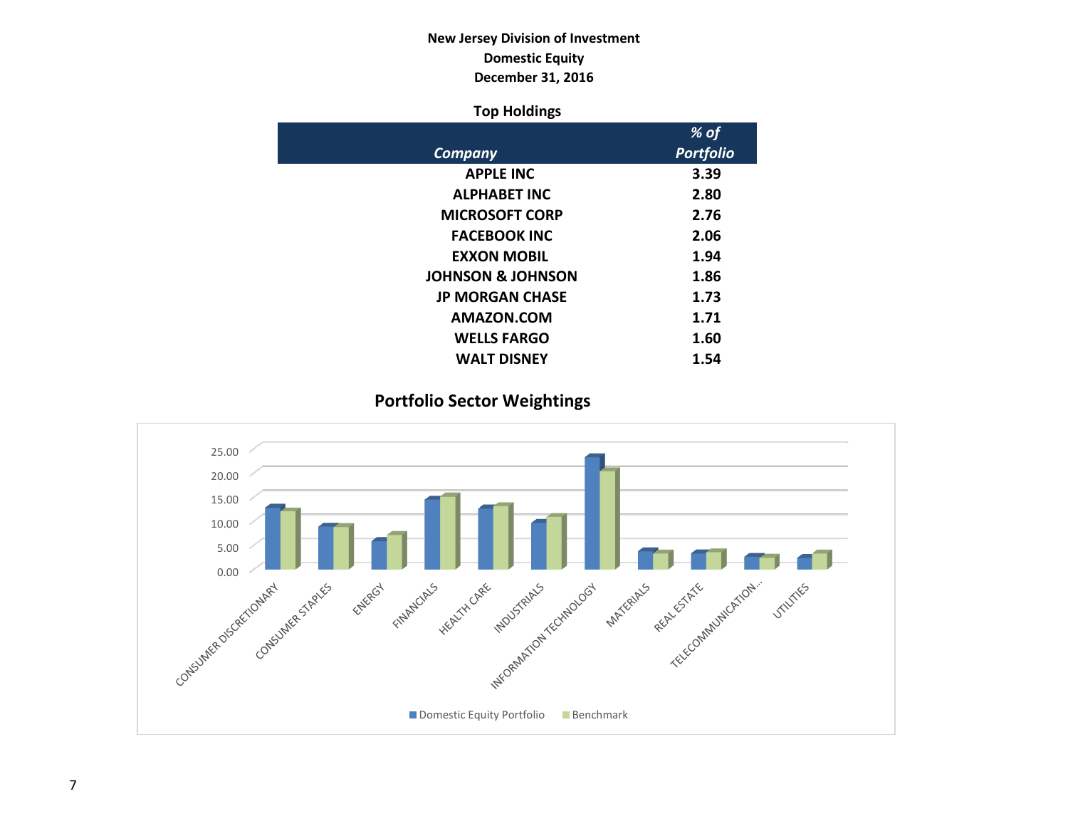**New Jersey Division of Investment**
**Domestic Equity**
**December 31, 2016**

**Top Holdings**

| *Company* | *% of Portfolio* |
|---|---|
| APPLE INC | 3.39 |
| ALPHABET INC | 2.80 |
| MICROSOFT CORP | 2.76 |
| FACEBOOK INC | 2.06 |
| EXXON MOBIL | 1.94 |
| JOHNSON & JOHNSON | 1.86 |
| JP MORGAN CHASE | 1.73 |
| AMAZON.COM | 1.71 |
| WELLS FARGO | 1.60 |
| WALT DISNEY | 1.54 |

## Portfolio Sector Weightings

25.00
20.00
15.00
10.00
5.00
0.00

CONSUMER DISCRETIONARY
CONSUMER STAPLES
ENERGY
FINANCIALS
HEALTH CARE
INDUSTRIALS
INFORMATION TECHNOLOGY
MATERIALS
REAL ESTATE
TELECOMMUNICATION...
UTILITIES

Domestic Equity Portfolio
Benchmark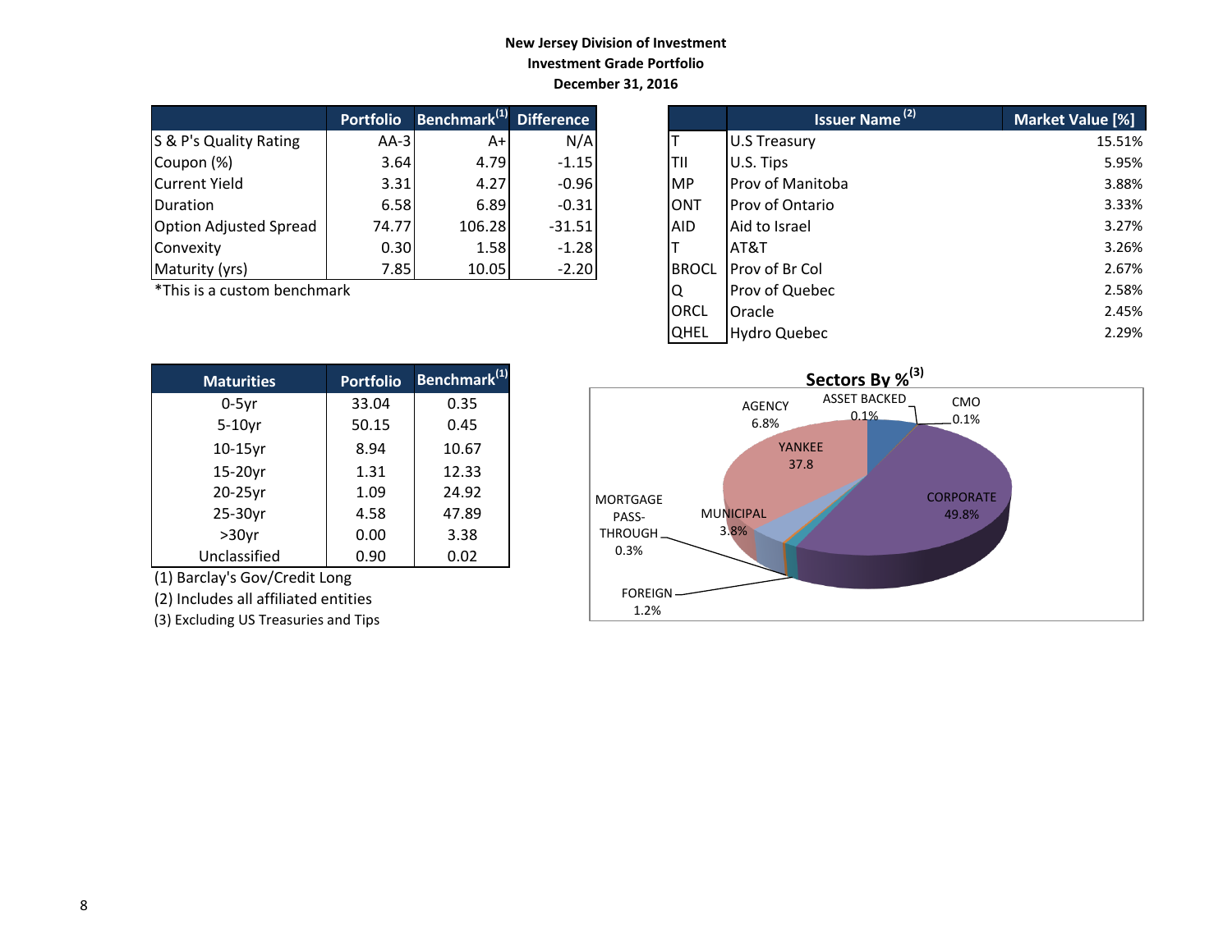**New Jersey Division of Investment**
**Investment Grade Portfolio**
**December 31, 2016**

| | Portfolio | Benchmark[1] | Difference |
|---|---|---|---|
| S & P's Quality Rating | AA-3 | A+ | N/A |
| Coupon (%) | 3.64 | 4.79 | -1.15 |
| Current Yield | 3.31 | 4.27 | -0.96 |
| Duration | 6.58 | 6.89 | -0.31 |
| Option Adjusted Spread | 74.77 | 106.28 | -31.51 |
| Convexity | 0.30 | 1.58 | -1.28 |
| Maturity (yrs) | 7.85 | 10.05 | -2.20 |

*This is a custom benchmark

| | Issuer Name [2] | Market Value [%] |
|---|---|---|
| T | U.S Treasury | 15.51% |
| TII | U.S. Tips | 5.95% |
| MP | Prov of Manitoba | 3.88% |
| ONT | Prov of Ontario | 3.33% |
| AID | Aid to Israel | 3.27% |
| T | AT&T | 3.26% |
| BROCL | Prov of Br Col | 2.67% |
| Q | Prov of Quebec | 2.58% |
| ORCL | Oracle | 2.45% |
| QHEL | Hydro Quebec | 2.29% |

| Maturities | Portfolio | Benchmark[1] |
|---|---|---|
| 0-5yr | 33.04 | 0.35 |
| 5-10yr | 50.15 | 0.45 |
| 10-15yr | 8.94 | 10.67 |
| 15-20yr | 1.31 | 12.33 |
| 20-25yr | 1.09 | 24.92 |
| 25-30yr | 4.58 | 47.89 |
| >30yr | 0.00 | 3.38 |
| Unclassified | 0.90 | 0.02 |

(1) Barclay's Gov/Credit Long
(2) Includes all affiliated entities
(3) Excluding US Treasuries and Tips

**Sectors By %[3]**

AGENCY 6.8%
ASSET BACKED 0.1%
CMO 0.1%
YANKEE 37.8
CORPORATE 49.8%
MORTGAGE PASS-THROUGH 0.3%
MUNICIPAL 3.8%
FOREIGN 1.2%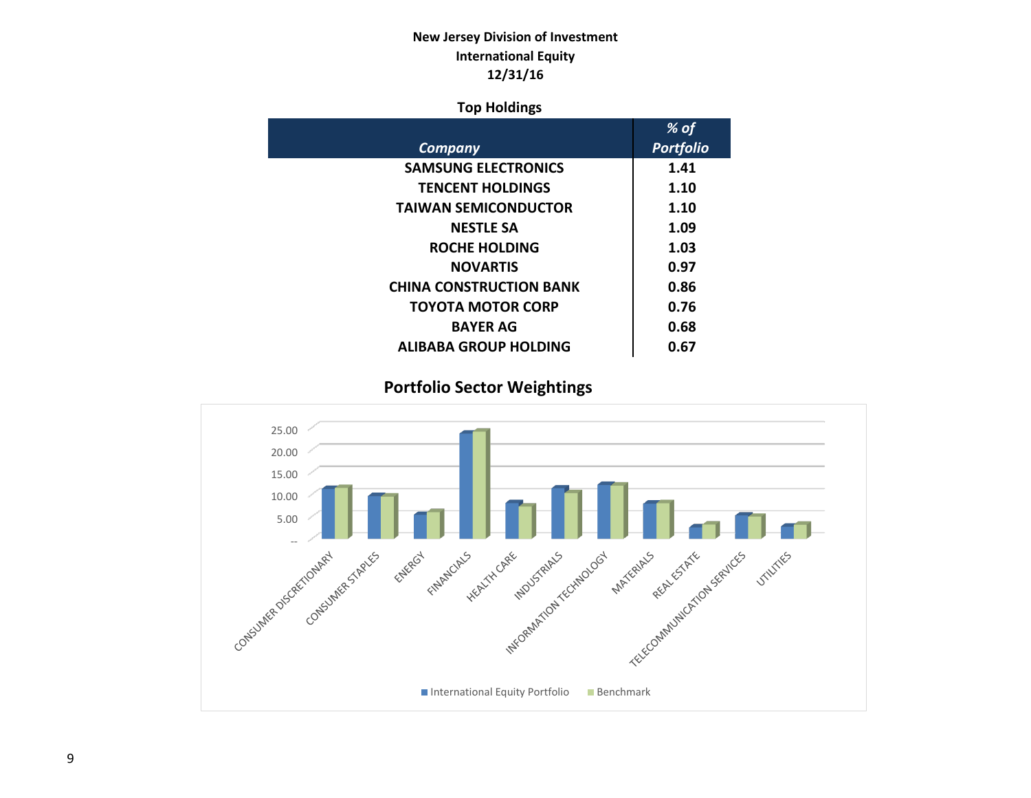**New Jersey Division of Investment**
**International Equity**
**12/31/16**

**Top Holdings**

| *Company* | *% of Portfolio* |
|---|---|
| SAMSUNG ELECTRONICS | 1.41 |
| TENCENT HOLDINGS | 1.10 |
| TAIWAN SEMICONDUCTOR | 1.10 |
| NESTLE SA | 1.09 |
| ROCHE HOLDING | 1.03 |
| NOVARTIS | 0.97 |
| CHINA CONSTRUCTION BANK | 0.86 |
| TOYOTA MOTOR CORP | 0.76 |
| BAYER AG | 0.68 |
| ALIBABA GROUP HOLDING | 0.67 |

## Portfolio Sector Weightings

25.00
20.00
15.00
10.00
5.00
--

CONSUMER DISCRETIONARY
CONSUMER STAPLES
ENERGY
FINANCIALS
HEALTH CARE
INDUSTRIALS
INFORMATION TECHNOLOGY
MATERIALS
REAL ESTATE
TELECOMMUNICATION SERVICES
UTILITIES

International Equity Portfolio
Benchmark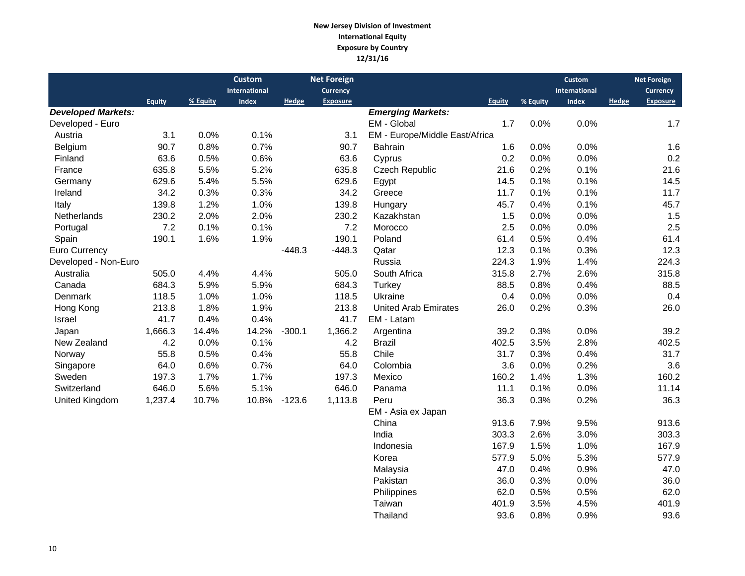**New Jersey Division of Investment**
**International Equity**
**Exposure by Country**
**12/31/16**

| | Equity | % Equity | Custom International Index | Hedge | Net Foreign Currency Exposure |
|---|---|---|---|---|---|
| ***Developed Markets:*** | | | | | |
| Developed - Euro | | | | | |
| Austria | 3.1 | 0.0% | 0.1% | | 3.1 |
| Belgium | 90.7 | 0.8% | 0.7% | | 90.7 |
| Finland | 63.6 | 0.5% | 0.6% | | 63.6 |
| France | 635.8 | 5.5% | 5.2% | | 635.8 |
| Germany | 629.6 | 5.4% | 5.5% | | 629.6 |
| Ireland | 34.2 | 0.3% | 0.3% | | 34.2 |
| Italy | 139.8 | 1.2% | 1.0% | | 139.8 |
| Netherlands | 230.2 | 2.0% | 2.0% | | 230.2 |
| Portugal | 7.2 | 0.1% | 0.1% | | 7.2 |
| Spain | 190.1 | 1.6% | 1.9% | | 190.1 |
| Euro Currency | | | | -448.3 | -448.3 |
| Developed - Non-Euro | | | | | |
| Australia | 505.0 | 4.4% | 4.4% | | 505.0 |
| Canada | 684.3 | 5.9% | 5.9% | | 684.3 |
| Denmark | 118.5 | 1.0% | 1.0% | | 118.5 |
| Hong Kong | 213.8 | 1.8% | 1.9% | | 213.8 |
| Israel | 41.7 | 0.4% | 0.4% | | 41.7 |
| Japan | 1,666.3 | 14.4% | 14.2% | -300.1 | 1,366.2 |
| New Zealand | 4.2 | 0.0% | 0.1% | | 4.2 |
| Norway | 55.8 | 0.5% | 0.4% | | 55.8 |
| Singapore | 64.0 | 0.6% | 0.7% | | 64.0 |
| Sweden | 197.3 | 1.7% | 1.7% | | 197.3 |
| Switzerland | 646.0 | 5.6% | 5.1% | | 646.0 |
| United Kingdom | 1,237.4 | 10.7% | 10.8% | -123.6 | 1,113.8 |

| | Equity | % Equity | Custom International Index | Hedge | Net Foreign Currency Exposure |
|---|---|---|---|---|---|
| ***Emerging Markets:*** | | | | | |
| EM - Global | 1.7 | 0.0% | 0.0% | | 1.7 |
| EM - Europe/Middle East/Africa | | | | | |
| Bahrain | 1.6 | 0.0% | 0.0% | | 1.6 |
| Cyprus | 0.2 | 0.0% | 0.0% | | 0.2 |
| Czech Republic | 21.6 | 0.2% | 0.1% | | 21.6 |
| Egypt | 14.5 | 0.1% | 0.1% | | 14.5 |
| Greece | 11.7 | 0.1% | 0.1% | | 11.7 |
| Hungary | 45.7 | 0.4% | 0.1% | | 45.7 |
| Kazakhstan | 1.5 | 0.0% | 0.0% | | 1.5 |
| Morocco | 2.5 | 0.0% | 0.0% | | 2.5 |
| Poland | 61.4 | 0.5% | 0.4% | | 61.4 |
| Qatar | 12.3 | 0.1% | 0.3% | | 12.3 |
| Russia | 224.3 | 1.9% | 1.4% | | 224.3 |
| South Africa | 315.8 | 2.7% | 2.6% | | 315.8 |
| Turkey | 88.5 | 0.8% | 0.4% | | 88.5 |
| Ukraine | 0.4 | 0.0% | 0.0% | | 0.4 |
| United Arab Emirates | 26.0 | 0.2% | 0.3% | | 26.0 |
| EM - Latam | | | | | |
| Argentina | 39.2 | 0.3% | 0.0% | | 39.2 |
| Brazil | 402.5 | 3.5% | 2.8% | | 402.5 |
| Chile | 31.7 | 0.3% | 0.4% | | 31.7 |
| Colombia | 3.6 | 0.0% | 0.2% | | 3.6 |
| Mexico | 160.2 | 1.4% | 1.3% | | 160.2 |
| Panama | 11.1 | 0.1% | 0.0% | | 11.14 |
| Peru | 36.3 | 0.3% | 0.2% | | 36.3 |
| EM - Asia ex Japan | | | | | |
| China | 913.6 | 7.9% | 9.5% | | 913.6 |
| India | 303.3 | 2.6% | 3.0% | | 303.3 |
| Indonesia | 167.9 | 1.5% | 1.0% | | 167.9 |
| Korea | 577.9 | 5.0% | 5.3% | | 577.9 |
| Malaysia | 47.0 | 0.4% | 0.9% | | 47.0 |
| Pakistan | 36.0 | 0.3% | 0.0% | | 36.0 |
| Philippines | 62.0 | 0.5% | 0.5% | | 62.0 |
| Taiwan | 401.9 | 3.5% | 4.5% | | 401.9 |
| Thailand | 93.6 | 0.8% | 0.9% | | 93.6 |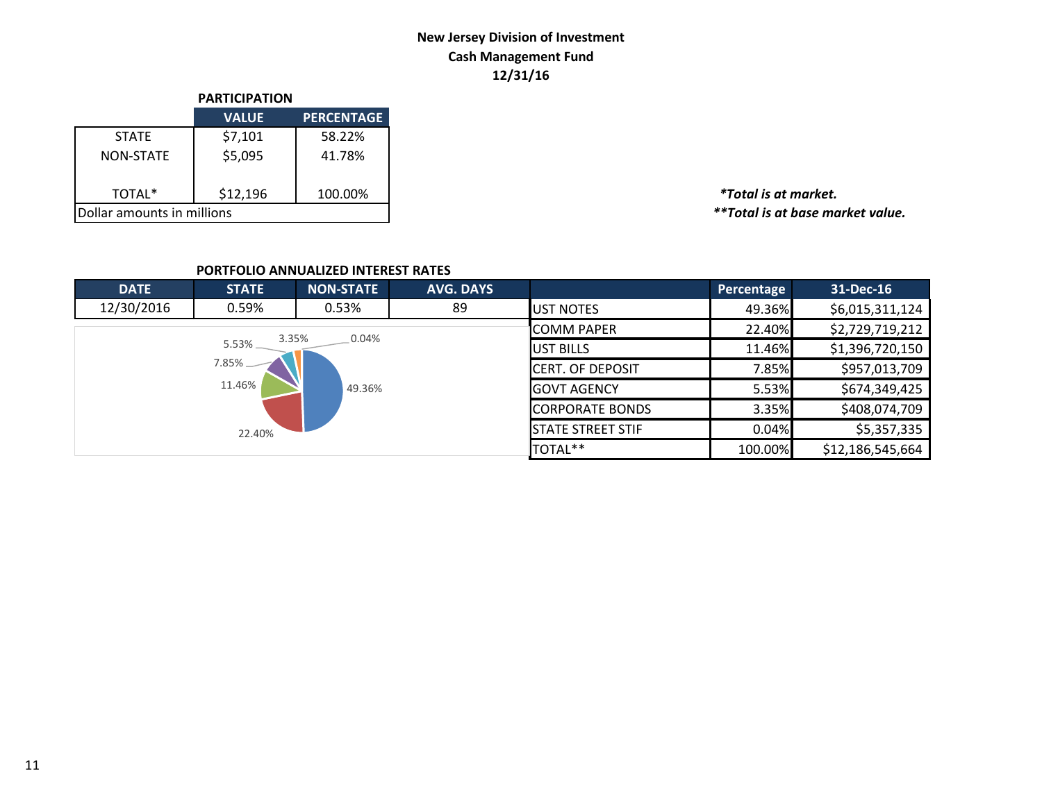**New Jersey Division of Investment**
**Cash Management Fund**
**12/31/16**

**PARTICIPATION**

| | VALUE | PERCENTAGE |
|---|---|---|
| STATE | $7,101 | 58.22% |
| NON-STATE | $5,095 | 41.78% |
| TOTAL* | $12,196 | 100.00% |
| Dollar amounts in millions | | |

*\*Total is at market.*
*\*\*Total is at base market value.*

**PORTFOLIO ANNUALIZED INTEREST RATES**

| DATE | STATE | NON-STATE | AVG. DAYS |
|---|---|---|---|
| 12/30/2016 | 0.59% | 0.53% | 89 |

5.53%
3.35%
0.04%
7.85%
11.46%
49.36%
22.40%

| | Percentage | 31-Dec-16 |
|---|---|---|
| UST NOTES | 49.36% | $6,015,311,124 |
| COMM PAPER | 22.40% | $2,729,719,212 |
| UST BILLS | 11.46% | $1,396,720,150 |
| CERT. OF DEPOSIT | 7.85% | $957,013,709 |
| GOVT AGENCY | 5.53% | $674,349,425 |
| CORPORATE BONDS | 3.35% | $408,074,709 |
| STATE STREET STIF | 0.04% | $5,357,335 |
| TOTAL** | 100.00% | $12,186,545,664 |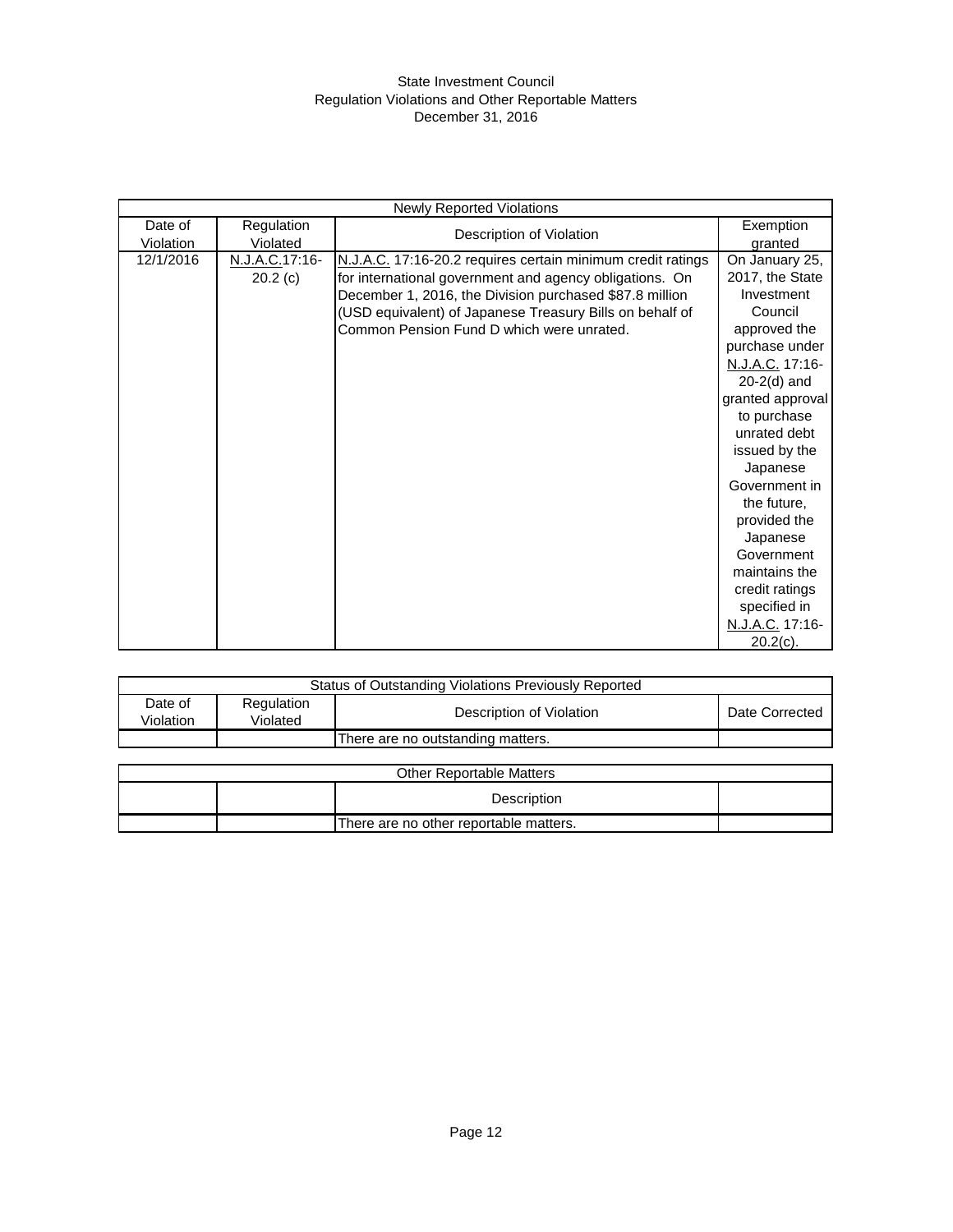State Investment Council
Regulation Violations and Other Reportable Matters
December 31, 2016

| Newly Reported Violations | | | |
|---|---|---|---|
| Date of Violation | Regulation Violated | Description of Violation | Exemption granted |
| 12/1/2016 | N.J.A.C.17:16-20.2 (c) | N.J.A.C. 17:16-20.2 requires certain minimum credit ratings for international government and agency obligations. On December 1, 2016, the Division purchased $87.8 million (USD equivalent) of Japanese Treasury Bills on behalf of Common Pension Fund D which were unrated. | On January 25, 2017, the State Investment Council approved the purchase under N.J.A.C. 17:16-20-2(d) and granted approval to purchase unrated debt issued by the Japanese Government in the future, provided the Japanese Government maintains the credit ratings specified in N.J.A.C. 17:16-20.2(c). |

| Status of Outstanding Violations Previously Reported | | | |
|---|---|---|---|
| Date of Violation | Regulation Violated | Description of Violation | Date Corrected |
| | | There are no outstanding matters. | |

| Other Reportable Matters | | | |
|---|---|---|---|
| | | Description | |
| | | There are no other reportable matters. | |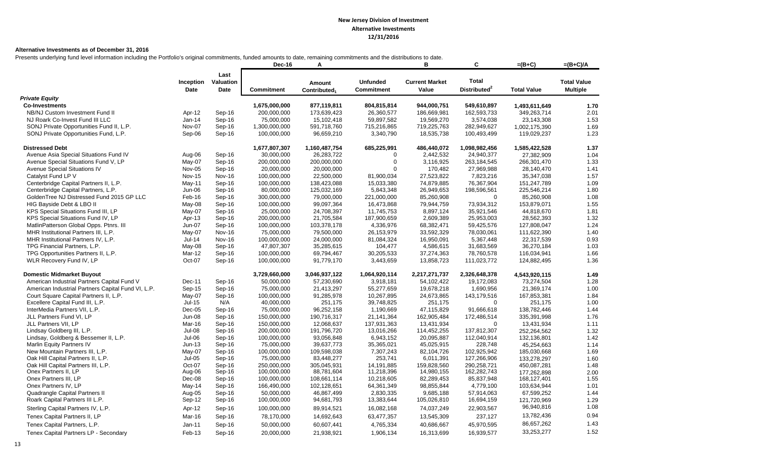# New Jersey Division of Investment

## Alternative Investments

## 12/31/2016

**Alternative Investments as of December 31, 2016**

Presents underlying fund level information including the Portfolio's original commitments, funded amounts to date, remaining commitments and the distributions to date.

| | Inception Date | Last Valuation Date | Dec-16 Commitment | A Amount Contributed[1] | Unfunded Commitment | B Current Market Value | C Total Distributed[2] | =(B+C) Total Value | =(B+C)/A Total Value Multiple |
|---|---|---|---|---|---|---|---|---|---|
| ***Private Equity*** | | | | | | | | | |
| **Co-Investments** | | | **1,675,000,000** | **877,119,811** | **804,815,814** | **944,000,751** | **549,610,897** | **1,493,611,649** | **1.70** |
| NB/NJ Custom Investment Fund II | Apr-12 | Sep-16 | 200,000,000 | 173,639,423 | 26,360,577 | 186,669,981 | 162,593,733 | 349,263,714 | 2.01 |
| NJ Roark Co-Invest Fund III LLC | Jan-14 | Sep-16 | 75,000,000 | 15,102,418 | 59,897,582 | 19,569,270 | 3,574,038 | 23,143,308 | 1.53 |
| SONJ Private Opportunities Fund II, L.P. | Nov-07 | Sep-16 | 1,300,000,000 | 591,718,760 | 715,216,865 | 719,225,763 | 282,949,627 | 1,002,175,390 | 1.69 |
| SONJ Private Opportunities Fund, L.P. | Sep-06 | Sep-16 | 100,000,000 | 96,659,210 | 3,340,790 | 18,535,738 | 100,493,499 | 119,029,237 | 1.23 |
| **Distressed Debt** | | | **1,677,807,307** | **1,160,487,754** | **685,225,991** | **486,440,072** | **1,098,982,456** | **1,585,422,528** | **1.37** |
| Avenue Asia Special Situations Fund IV | Aug-06 | Sep-16 | 30,000,000 | 26,283,722 | 0 | 2,442,532 | 24,940,377 | 27,382,909 | 1.04 |
| Avenue Special Situations Fund V, LP | May-07 | Sep-16 | 200,000,000 | 200,000,000 | 0 | 3,116,925 | 263,184,545 | 266,301,470 | 1.33 |
| Avenue Special Situations IV | Nov-05 | Sep-16 | 20,000,000 | 20,000,000 | 0 | 170,482 | 27,969,988 | 28,140,470 | 1.41 |
| Catalyst Fund LP V | Nov-15 | Nov-16 | 100,000,000 | 22,500,000 | 81,900,034 | 27,523,822 | 7,823,216 | 35,347,038 | 1.57 |
| Centerbridge Capital Partners II, L.P. | May-11 | Sep-16 | 100,000,000 | 138,423,088 | 15,033,380 | 74,879,885 | 76,367,904 | 151,247,789 | 1.09 |
| Centerbridge Capital Partners, L.P. | Jun-06 | Sep-16 | 80,000,000 | 125,032,169 | 5,843,348 | 26,949,653 | 198,596,561 | 225,546,214 | 1.80 |
| GoldenTree NJ Distressed Fund 2015 GP LLC | Feb-16 | Sep-16 | 300,000,000 | 79,000,000 | 221,000,000 | 85,260,908 | 0 | 85,260,908 | 1.08 |
| HIG Bayside Debt & LBO II | May-08 | Sep-16 | 100,000,000 | 99,097,364 | 16,473,868 | 79,944,759 | 73,934,312 | 153,879,071 | 1.55 |
| KPS Special Situations Fund III, LP | May-07 | Sep-16 | 25,000,000 | 24,708,397 | 11,745,753 | 8,897,124 | 35,921,546 | 44,818,670 | 1.81 |
| KPS Special Situations Fund IV, LP | Apr-13 | Sep-16 | 200,000,000 | 21,705,584 | 187,900,659 | 2,609,389 | 25,953,003 | 28,562,393 | 1.32 |
| MatlinPatterson Global Opps. Ptnrs. III | Jun-07 | Sep-16 | 100,000,000 | 103,378,178 | 4,336,976 | 68,382,471 | 59,425,576 | 127,808,047 | 1.24 |
| MHR Institutional Partners III, L.P. | May-07 | Nov-16 | 75,000,000 | 79,500,000 | 26,153,979 | 33,592,329 | 78,030,061 | 111,622,390 | 1.40 |
| MHR Institutional Partners IV, L.P. | Jul-14 | Nov-16 | 100,000,000 | 24,000,000 | 81,084,324 | 16,950,091 | 5,367,448 | 22,317,539 | 0.93 |
| TPG Financial Partners, L.P. | May-08 | Sep-16 | 47,807,307 | 35,285,615 | 104,477 | 4,586,615 | 31,683,569 | 36,270,184 | 1.03 |
| TPG Opportunities Partners II, L.P. | Mar-12 | Sep-16 | 100,000,000 | 69,794,467 | 30,205,533 | 37,274,363 | 78,760,578 | 116,034,941 | 1.66 |
| WLR Recovery Fund IV, LP | Oct-07 | Sep-16 | 100,000,000 | 91,779,170 | 3,443,659 | 13,858,723 | 111,023,772 | 124,882,495 | 1.36 |
| **Domestic Midmarket Buyout** | | | **3,729,660,000** | **3,046,937,122** | **1,064,920,114** | **2,217,271,737** | **2,326,648,378** | **4,543,920,115** | **1.49** |
| American Industrial Partners Capital Fund V | Dec-11 | Sep-16 | 50,000,000 | 57,230,690 | 3,918,181 | 54,102,422 | 19,172,083 | 73,274,504 | 1.28 |
| American Industrial Partners Capital Fund VI, L.P. | Sep-15 | Sep-16 | 75,000,000 | 21,413,297 | 55,277,659 | 19,678,218 | 1,690,956 | 21,369,174 | 1.00 |
| Court Square Capital Partners II, L.P. | May-07 | Sep-16 | 100,000,000 | 91,285,978 | 10,267,895 | 24,673,865 | 143,179,516 | 167,853,381 | 1.84 |
| Excellere Capital Fund III, L.P. | Jul-15 | N/A | 40,000,000 | 251,175 | 39,748,825 | 251,175 | 0 | 251,175 | 1.00 |
| InterMedia Partners VII, L.P. | Dec-05 | Sep-16 | 75,000,000 | 96,252,158 | 1,190,669 | 47,115,829 | 91,666,618 | 138,782,446 | 1.44 |
| JLL Partners Fund VI, LP | Jun-08 | Sep-16 | 150,000,000 | 190,716,317 | 21,141,364 | 162,905,484 | 172,486,514 | 335,391,998 | 1.76 |
| JLL Partners VII, LP | Mar-16 | Sep-16 | 150,000,000 | 12,068,637 | 137,931,363 | 13,431,934 | 0 | 13,431,934 | 1.11 |
| Lindsay Goldberg III, L.P. | Jul-08 | Sep-16 | 200,000,000 | 191,796,720 | 13,016,266 | 114,452,255 | 137,812,307 | 252,264,562 | 1.32 |
| Lindsay, Goldberg & Bessemer II, L.P. | Jul-06 | Sep-16 | 100,000,000 | 93,056,848 | 6,943,152 | 20,095,887 | 112,040,914 | 132,136,801 | 1.42 |
| Marlin Equity Partners IV | Jun-13 | Sep-16 | 75,000,000 | 39,637,773 | 35,365,021 | 45,025,915 | 228,748 | 45,254,663 | 1.14 |
| New Mountain Partners III, L.P. | May-07 | Sep-16 | 100,000,000 | 109,598,038 | 7,307,243 | 82,104,726 | 102,925,942 | 185,030,668 | 1.69 |
| Oak Hill Capital Partners II, L.P. | Jul-05 | Sep-16 | 75,000,000 | 83,448,277 | 253,741 | 6,011,391 | 127,266,906 | 133,278,297 | 1.60 |
| Oak Hill Capital Partners III, L.P. | Oct-07 | Sep-16 | 250,000,000 | 305,045,931 | 14,191,885 | 159,828,560 | 290,258,721 | 450,087,281 | 1.48 |
| Onex Partners II, LP | Aug-06 | Sep-16 | 100,000,000 | 88,781,604 | 11,218,396 | 14,980,155 | 162,282,743 | 177,262,898 | 2.00 |
| Onex Partners III, LP | Dec-08 | Sep-16 | 100,000,000 | 108,661,114 | 10,218,605 | 82,289,453 | 85,837,948 | 168,127,401 | 1.55 |
| Onex Partners IV, LP | May-14 | Sep-16 | 166,490,000 | 102,128,651 | 64,361,349 | 98,855,844 | 4,779,100 | 103,634,944 | 1.01 |
| Quadrangle Capital Partners II | Aug-05 | Sep-16 | 50,000,000 | 46,867,499 | 2,830,335 | 9,685,188 | 57,914,063 | 67,599,252 | 1.44 |
| Roark Capital Partners III L.P. | Sep-12 | Sep-16 | 100,000,000 | 94,681,793 | 13,383,644 | 105,026,810 | 16,694,159 | 121,720,969 | 1.29 |
| Sterling Capital Partners IV, L.P. | Apr-12 | Sep-16 | 100,000,000 | 89,914,521 | 16,082,168 | 74,037,249 | 22,903,567 | 96,940,816 | 1.08 |
| Tenex Capital Partners II, LP | Mar-16 | Sep-16 | 78,170,000 | 14,692,643 | 63,477,357 | 13,545,309 | 237,127 | 13,782,436 | 0.94 |
| Tenex Capital Partners, L.P. | Jan-11 | Sep-16 | 50,000,000 | 60,607,441 | 4,765,334 | 40,686,667 | 45,970,595 | 86,657,262 | 1.43 |
| Tenex Capital Partners LP - Secondary | Feb-13 | Sep-16 | 20,000,000 | 21,938,921 | 1,906,134 | 16,313,699 | 16,939,577 | 33,253,277 | 1.52 |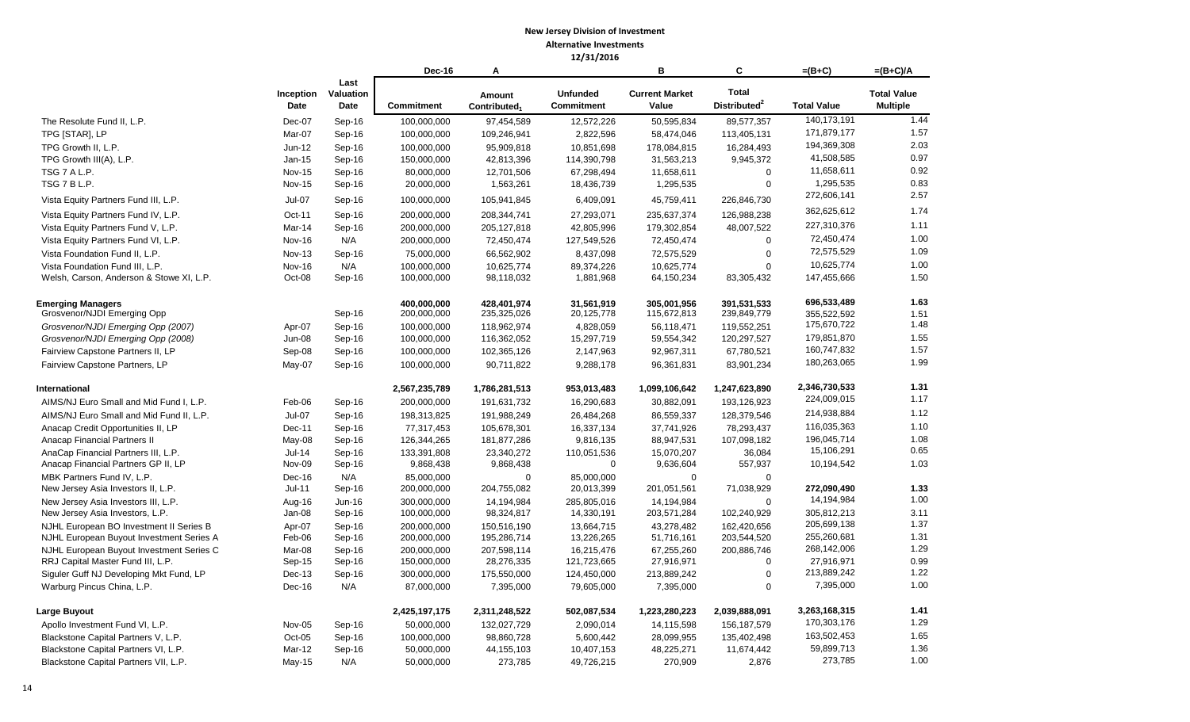# New Jersey Division of Investment

## Alternative Investments

### 12/31/2016

| | Inception Date | Last Valuation Date | Dec-16<br>Commitment | A<br>Amount Contributed[1] | Unfunded Commitment | B<br>Current Market Value | C<br>Total Distributed[2] | =(B+C)<br>Total Value | =(B+C)/A<br>Total Value Multiple |
|---|---|---|---|---|---|---|---|---|---|
| The Resolute Fund II, L.P. | Dec-07 | Sep-16 | 100,000,000 | 97,454,589 | 12,572,226 | 50,595,834 | 89,577,357 | 140,173,191 | 1.44 |
| TPG [STAR], LP | Mar-07 | Sep-16 | 100,000,000 | 109,246,941 | 2,822,596 | 58,474,046 | 113,405,131 | 171,879,177 | 1.57 |
| TPG Growth II, L.P. | Jun-12 | Sep-16 | 100,000,000 | 95,909,818 | 10,851,698 | 178,084,815 | 16,284,493 | 194,369,308 | 2.03 |
| TPG Growth III(A), L.P. | Jan-15 | Sep-16 | 150,000,000 | 42,813,396 | 114,390,798 | 31,563,213 | 9,945,372 | 41,508,585 | 0.97 |
| TSG 7 A L.P. | Nov-15 | Sep-16 | 80,000,000 | 12,701,506 | 67,298,494 | 11,658,611 | 0 | 11,658,611 | 0.92 |
| TSG 7 B L.P. | Nov-15 | Sep-16 | 20,000,000 | 1,563,261 | 18,436,739 | 1,295,535 | 0 | 1,295,535 | 0.83 |
| Vista Equity Partners Fund III, L.P. | Jul-07 | Sep-16 | 100,000,000 | 105,941,845 | 6,409,091 | 45,759,411 | 226,846,730 | 272,606,141 | 2.57 |
| Vista Equity Partners Fund IV, L.P. | Oct-11 | Sep-16 | 200,000,000 | 208,344,741 | 27,293,071 | 235,637,374 | 126,988,238 | 362,625,612 | 1.74 |
| Vista Equity Partners Fund V, L.P. | Mar-14 | Sep-16 | 200,000,000 | 205,127,818 | 42,805,996 | 179,302,854 | 48,007,522 | 227,310,376 | 1.11 |
| Vista Equity Partners Fund VI, L.P. | Nov-16 | N/A | 200,000,000 | 72,450,474 | 127,549,526 | 72,450,474 | 0 | 72,450,474 | 1.00 |
| Vista Foundation Fund II, L.P. | Nov-13 | Sep-16 | 75,000,000 | 66,562,902 | 8,437,098 | 72,575,529 | 0 | 72,575,529 | 1.09 |
| Vista Foundation Fund III, L.P. | Nov-16 | N/A | 100,000,000 | 10,625,774 | 89,374,226 | 10,625,774 | 0 | 10,625,774 | 1.00 |
| Welsh, Carson, Anderson & Stowe XI, L.P. | Oct-08 | Sep-16 | 100,000,000 | 98,118,032 | 1,881,968 | 64,150,234 | 83,305,432 | 147,455,666 | 1.50 |
| **Emerging Managers** | | | **400,000,000** | **428,401,974** | **31,561,919** | **305,001,956** | **391,531,533** | **696,533,489** | **1.63** |
| Grosvenor/NJDI Emerging Opp | | Sep-16 | 200,000,000 | 235,325,026 | 20,125,778 | 115,672,813 | 239,849,779 | 355,522,592 | 1.51 |
| *Grosvenor/NJDI Emerging Opp (2007)* | Apr-07 | Sep-16 | 100,000,000 | 118,962,974 | 4,828,059 | 56,118,471 | 119,552,251 | 175,670,722 | 1.48 |
| *Grosvenor/NJDI Emerging Opp (2008)* | Jun-08 | Sep-16 | 100,000,000 | 116,362,052 | 15,297,719 | 59,554,342 | 120,297,527 | 179,851,870 | 1.55 |
| Fairview Capstone Partners II, LP | Sep-08 | Sep-16 | 100,000,000 | 102,365,126 | 2,147,963 | 92,967,311 | 67,780,521 | 160,747,832 | 1.57 |
| Fairview Capstone Partners, LP | May-07 | Sep-16 | 100,000,000 | 90,711,822 | 9,288,178 | 96,361,831 | 83,901,234 | 180,263,065 | 1.99 |
| **International** | | | **2,567,235,789** | **1,786,281,513** | **953,013,483** | **1,099,106,642** | **1,247,623,890** | **2,346,730,533** | **1.31** |
| AIMS/NJ Euro Small and Mid Fund I, L.P. | Feb-06 | Sep-16 | 200,000,000 | 191,631,732 | 16,290,683 | 30,882,091 | 193,126,923 | 224,009,015 | 1.17 |
| AIMS/NJ Euro Small and Mid Fund II, L.P. | Jul-07 | Sep-16 | 198,313,825 | 191,988,249 | 26,484,268 | 86,559,337 | 128,379,546 | 214,938,884 | 1.12 |
| Anacap Credit Opportunities II, LP | Dec-11 | Sep-16 | 77,317,453 | 105,678,301 | 16,337,134 | 37,741,926 | 78,293,437 | 116,035,363 | 1.10 |
| Anacap Financial Partners II | May-08 | Sep-16 | 126,344,265 | 181,877,286 | 9,816,135 | 88,947,531 | 107,098,182 | 196,045,714 | 1.08 |
| AnaCap Financial Partners III, L.P. | Jul-14 | Sep-16 | 133,391,808 | 23,340,272 | 110,051,536 | 15,070,207 | 36,084 | 15,106,291 | 0.65 |
| Anacap Financial Partners GP II, LP | Nov-09 | Sep-16 | 9,868,438 | 9,868,438 | 0 | 9,636,604 | 557,937 | 10,194,542 | 1.03 |
| MBK Partners Fund IV, L.P. | Dec-16 | N/A | 85,000,000 | 0 | 85,000,000 | 0 | 0 | | |
| New Jersey Asia Investors II, L.P. | Jul-11 | Sep-16 | 200,000,000 | 204,755,082 | 20,013,399 | 201,051,561 | 71,038,929 | **272,090,490** | **1.33** |
| New Jersey Asia Investors III, L.P. | Aug-16 | Jun-16 | 300,000,000 | 14,194,984 | 285,805,016 | 14,194,984 | 0 | 14,194,984 | 1.00 |
| New Jersey Asia Investors, L.P. | Jan-08 | Sep-16 | 100,000,000 | 98,324,817 | 14,330,191 | 203,571,284 | 102,240,929 | 305,812,213 | 3.11 |
| NJHL European BO Investment II Series B | Apr-07 | Sep-16 | 200,000,000 | 150,516,190 | 13,664,715 | 43,278,482 | 162,420,656 | 205,699,138 | 1.37 |
| NJHL European Buyout Investment Series A | Feb-06 | Sep-16 | 200,000,000 | 195,286,714 | 13,226,265 | 51,716,161 | 203,544,520 | 255,260,681 | 1.31 |
| NJHL European Buyout Investment Series C | Mar-08 | Sep-16 | 200,000,000 | 207,598,114 | 16,215,476 | 67,255,260 | 200,886,746 | 268,142,006 | 1.29 |
| RRJ Capital Master Fund III, L.P. | Sep-15 | Sep-16 | 150,000,000 | 28,276,335 | 121,723,665 | 27,916,971 | 0 | 27,916,971 | 0.99 |
| Siguler Guff NJ Developing Mkt Fund, LP | Dec-13 | Sep-16 | 300,000,000 | 175,550,000 | 124,450,000 | 213,889,242 | 0 | 213,889,242 | 1.22 |
| Warburg Pincus China, L.P. | Dec-16 | N/A | 87,000,000 | 7,395,000 | 79,605,000 | 7,395,000 | 0 | 7,395,000 | 1.00 |
| **Large Buyout** | | | **2,425,197,175** | **2,311,248,522** | **502,087,534** | **1,223,280,223** | **2,039,888,091** | **3,263,168,315** | **1.41** |
| Apollo Investment Fund VI, L.P. | Nov-05 | Sep-16 | 50,000,000 | 132,027,729 | 2,090,014 | 14,115,598 | 156,187,579 | 170,303,176 | 1.29 |
| Blackstone Capital Partners V, L.P. | Oct-05 | Sep-16 | 100,000,000 | 98,860,728 | 5,600,442 | 28,099,955 | 135,402,498 | 163,502,453 | 1.65 |
| Blackstone Capital Partners VI, L.P. | Mar-12 | Sep-16 | 50,000,000 | 44,155,103 | 10,407,153 | 48,225,271 | 11,674,442 | 59,899,713 | 1.36 |
| Blackstone Capital Partners VII, L.P. | May-15 | N/A | 50,000,000 | 273,785 | 49,726,215 | 270,909 | 2,876 | 273,785 | 1.00 |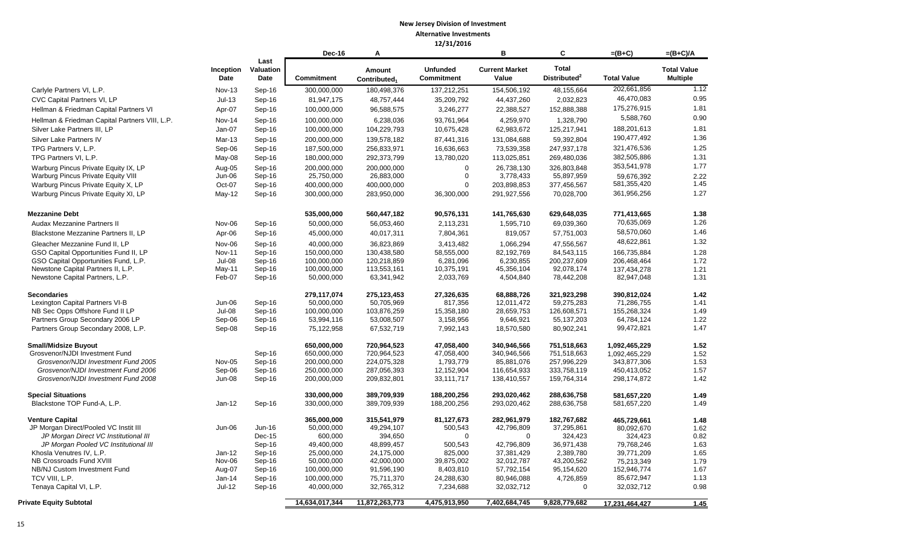**New Jersey Division of Investment**
**Alternative Investments**
**12/31/2016**

| | Inception Date | Last Valuation Date | Dec-16 Commitment | A Amount Contributed[1] | Unfunded Commitment | B Current Market Value | C Total Distributed[2] | =(B+C) Total Value | =(B+C)/A Total Value Multiple |
|---|---|---|---|---|---|---|---|---|---|
| Carlyle Partners VI, L.P. | Nov-13 | Sep-16 | 300,000,000 | 180,498,376 | 137,212,251 | 154,506,192 | 48,155,664 | 202,661,856 | 1.12 |
| CVC Capital Partners VI, LP | Jul-13 | Sep-16 | 81,947,175 | 48,757,444 | 35,209,792 | 44,437,260 | 2,032,823 | 46,470,083 | 0.95 |
| Hellman & Friedman Capital Partners VI | Apr-07 | Sep-16 | 100,000,000 | 96,588,575 | 3,246,277 | 22,388,527 | 152,888,388 | 175,276,915 | 1.81 |
| Hellman & Friedman Capital Partners VIII, L.P. | Nov-14 | Sep-16 | 100,000,000 | 6,238,036 | 93,761,964 | 4,259,970 | 1,328,790 | 5,588,760 | 0.90 |
| Silver Lake Partners III, LP | Jan-07 | Sep-16 | 100,000,000 | 104,229,793 | 10,675,428 | 62,983,672 | 125,217,941 | 188,201,613 | 1.81 |
| Silver Lake Partners IV | Mar-13 | Sep-16 | 200,000,000 | 139,578,182 | 87,441,316 | 131,084,688 | 59,392,804 | 190,477,492 | 1.36 |
| TPG Partners V, L.P. | Sep-06 | Sep-16 | 187,500,000 | 256,833,971 | 16,636,663 | 73,539,358 | 247,937,178 | 321,476,536 | 1.25 |
| TPG Partners VI, L.P. | May-08 | Sep-16 | 180,000,000 | 292,373,799 | 13,780,020 | 113,025,851 | 269,480,036 | 382,505,886 | 1.31 |
| Warburg Pincus Private Equity IX, LP | Aug-05 | Sep-16 | 200,000,000 | 200,000,000 | 0 | 26,738,130 | 326,803,848 | 353,541,978 | 1.77 |
| Warburg Pincus Private Equity VIII | Jun-06 | Sep-16 | 25,750,000 | 26,883,000 | 0 | 3,778,433 | 55,897,959 | 59,676,392 | 2.22 |
| Warburg Pincus Private Equity X, LP | Oct-07 | Sep-16 | 400,000,000 | 400,000,000 | 0 | 203,898,853 | 377,456,567 | 581,355,420 | 1.45 |
| Warburg Pincus Private Equity XI, LP | May-12 | Sep-16 | 300,000,000 | 283,950,000 | 36,300,000 | 291,927,556 | 70,028,700 | 361,956,256 | 1.27 |
| **Mezzanine Debt** | | | **535,000,000** | **560,447,182** | **90,576,131** | **141,765,630** | **629,648,035** | **771,413,665** | **1.38** |
| Audax Mezzanine Partners II | Nov-06 | Sep-16 | 50,000,000 | 56,053,460 | 2,113,231 | 1,595,710 | 69,039,360 | 70,635,069 | 1.26 |
| Blackstone Mezzanine Partners II, LP | Apr-06 | Sep-16 | 45,000,000 | 40,017,311 | 7,804,361 | 819,057 | 57,751,003 | 58,570,060 | 1.46 |
| Gleacher Mezzanine Fund II, LP | Nov-06 | Sep-16 | 40,000,000 | 36,823,869 | 3,413,482 | 1,066,294 | 47,556,567 | 48,622,861 | 1.32 |
| GSO Capital Opportunities Fund II, LP | Nov-11 | Sep-16 | 150,000,000 | 130,438,580 | 58,555,000 | 82,192,769 | 84,543,115 | 166,735,884 | 1.28 |
| GSO Capital Opportunities Fund, L.P. | Jul-08 | Sep-16 | 100,000,000 | 120,218,859 | 6,281,096 | 6,230,855 | 200,237,609 | 206,468,464 | 1.72 |
| Newstone Capital Partners II, L.P. | May-11 | Sep-16 | 100,000,000 | 113,553,161 | 10,375,191 | 45,356,104 | 92,078,174 | 137,434,278 | 1.21 |
| Newstone Capital Partners, L.P. | Feb-07 | Sep-16 | 50,000,000 | 63,341,942 | 2,033,769 | 4,504,840 | 78,442,208 | 82,947,048 | 1.31 |
| **Secondaries** | | | **279,117,074** | **275,123,453** | **27,326,635** | **68,888,726** | **321,923,298** | **390,812,024** | **1.42** |
| Lexington Capital Partners VI-B | Jun-06 | Sep-16 | 50,000,000 | 50,705,969 | 817,356 | 12,011,472 | 59,275,283 | 71,286,755 | 1.41 |
| NB Sec Opps Offshore Fund II LP | Jul-08 | Sep-16 | 100,000,000 | 103,876,259 | 15,358,180 | 28,659,753 | 126,608,571 | 155,268,324 | 1.49 |
| Partners Group Secondary 2006 LP | Sep-06 | Sep-16 | 53,994,116 | 53,008,507 | 3,158,956 | 9,646,921 | 55,137,203 | 64,784,124 | 1.22 |
| Partners Group Secondary 2008, L.P. | Sep-08 | Sep-16 | 75,122,958 | 67,532,719 | 7,992,143 | 18,570,580 | 80,902,241 | 99,472,821 | 1.47 |
| **Small/Midsize Buyout** | | | **650,000,000** | **720,964,523** | **47,058,400** | **340,946,566** | **751,518,663** | **1,092,465,229** | **1.52** |
| Grosvenor/NJDI Investment Fund | | Sep-16 | 650,000,000 | 720,964,523 | 47,058,400 | 340,946,566 | 751,518,663 | 1,092,465,229 | 1.52 |
| *Grosvenor/NJDI Investment Fund 2005* | Nov-05 | Sep-16 | 200,000,000 | 224,075,328 | 1,793,779 | 85,881,076 | 257,996,229 | 343,877,306 | 1.53 |
| *Grosvenor/NJDI Investment Fund 2006* | Sep-06 | Sep-16 | 250,000,000 | 287,056,393 | 12,152,904 | 116,654,933 | 333,758,119 | 450,413,052 | 1.57 |
| *Grosvenor/NJDI Investment Fund 2008* | Jun-08 | Sep-16 | 200,000,000 | 209,832,801 | 33,111,717 | 138,410,557 | 159,764,314 | 298,174,872 | 1.42 |
| **Special Situations** | | | **330,000,000** | **389,709,939** | **188,200,256** | **293,020,462** | **288,636,758** | **581,657,220** | **1.49** |
| Blackstone TOP Fund-A, L.P. | Jan-12 | Sep-16 | 330,000,000 | 389,709,939 | 188,200,256 | 293,020,462 | 288,636,758 | 581,657,220 | 1.49 |
| **Venture Capital** | | | **365,000,000** | **315,541,979** | **81,127,673** | **282,961,979** | **182,767,682** | **465,729,661** | **1.48** |
| JP Morgan Direct/Pooled VC Instit III | Jun-06 | Jun-16 | 50,000,000 | 49,294,107 | 500,543 | 42,796,809 | 37,295,861 | 80,092,670 | 1.62 |
| *JP Morgan Direct VC Institutional III* | | Dec-15 | 600,000 | 394,650 | 0 | 0 | 324,423 | 324,423 | 0.82 |
| *JP Morgan Pooled VC Institutional III* | | Sep-16 | 49,400,000 | 48,899,457 | 500,543 | 42,796,809 | 36,971,438 | 79,768,246 | 1.63 |
| Khosla Venutres IV, L.P. | Jan-12 | Sep-16 | 25,000,000 | 24,175,000 | 825,000 | 37,381,429 | 2,389,780 | 39,771,209 | 1.65 |
| NB Crossroads Fund XVIII | Nov-06 | Sep-16 | 50,000,000 | 42,000,000 | 39,875,002 | 32,012,787 | 43,200,562 | 75,213,349 | 1.79 |
| NB/NJ Custom Investment Fund | Aug-07 | Sep-16 | 100,000,000 | 91,596,190 | 8,403,810 | 57,792,154 | 95,154,620 | 152,946,774 | 1.67 |
| TCV VIII, L.P. | Jan-14 | Sep-16 | 100,000,000 | 75,711,370 | 24,288,630 | 80,946,088 | 4,726,859 | 85,672,947 | 1.13 |
| Tenaya Capital VI, L.P. | Jul-12 | Sep-16 | 40,000,000 | 32,765,312 | 7,234,688 | 32,032,712 | 0 | 32,032,712 | 0.98 |
| **Private Equity Subtotal** | | | **14,634,017,344** | **11,872,263,773** | **4,475,913,950** | **7,402,684,745** | **9,828,779,682** | **17,231,464,427** | **1.45** |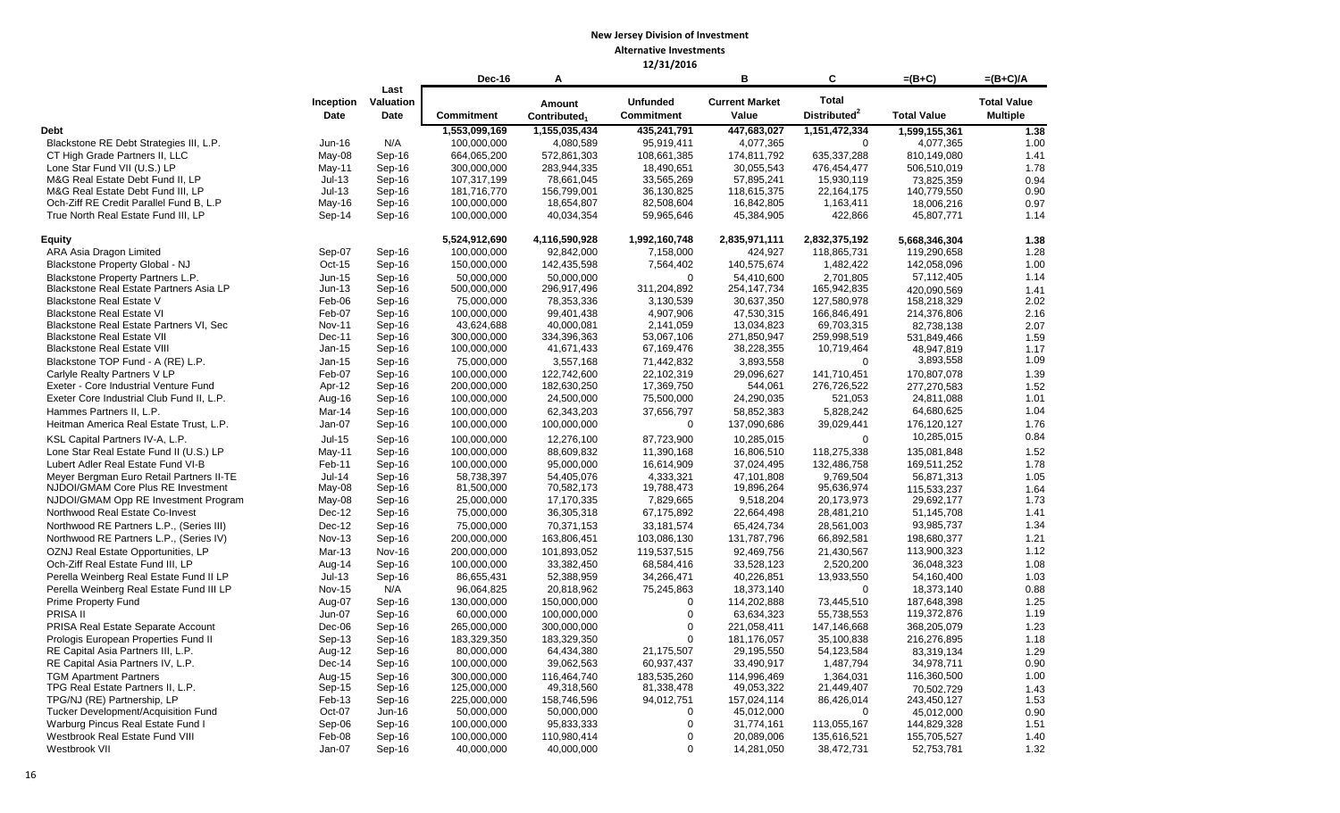**New Jersey Division of Investment**

**Alternative Investments**

**12/31/2016**

| | Inception Date | Last Valuation Date | Dec-16<br>Commitment | A<br>Amount Contributed[1] | Unfunded Commitment | B<br>Current Market Value | C<br>Total Distributed[2] | =(B+C)<br>Total Value | =(B+C)/A<br>Total Value Multiple |
|---|---|---|---|---|---|---|---|---|---|
| **Debt** | | | 1,553,099,169 | 1,155,035,434 | 435,241,791 | 447,683,027 | 1,151,472,334 | 1,599,155,361 | 1.38 |
| Blackstone RE Debt Strategies III, L.P. | Jun-16 | N/A | 100,000,000 | 4,080,589 | 95,919,411 | 4,077,365 | 0 | 4,077,365 | 1.00 |
| CT High Grade Partners II, LLC | May-08 | Sep-16 | 664,065,200 | 572,861,303 | 108,661,385 | 174,811,792 | 635,337,288 | 810,149,080 | 1.41 |
| Lone Star Fund VII (U.S.) LP | May-11 | Sep-16 | 300,000,000 | 283,944,335 | 18,490,651 | 30,055,543 | 476,454,477 | 506,510,019 | 1.78 |
| M&G Real Estate Debt Fund II, LP | Jul-13 | Sep-16 | 107,317,199 | 78,661,045 | 33,565,269 | 57,895,241 | 15,930,119 | 73,825,359 | 0.94 |
| M&G Real Estate Debt Fund III, LP | Jul-13 | Sep-16 | 181,716,770 | 156,799,001 | 36,130,825 | 118,615,375 | 22,164,175 | 140,779,550 | 0.90 |
| Och-Ziff RE Credit Parallel Fund B, L.P | May-16 | Sep-16 | 100,000,000 | 18,654,807 | 82,508,604 | 16,842,805 | 1,163,411 | 18,006,216 | 0.97 |
| True North Real Estate Fund III, LP | Sep-14 | Sep-16 | 100,000,000 | 40,034,354 | 59,965,646 | 45,384,905 | 422,866 | 45,807,771 | 1.14 |
| **Equity** | | | 5,524,912,690 | 4,116,590,928 | 1,992,160,748 | 2,835,971,111 | 2,832,375,192 | 5,668,346,304 | 1.38 |
| ARA Asia Dragon Limited | Sep-07 | Sep-16 | 100,000,000 | 92,842,000 | 7,158,000 | 424,927 | 118,865,731 | 119,290,658 | 1.28 |
| Blackstone Property Global - NJ | Oct-15 | Sep-16 | 150,000,000 | 142,435,598 | 7,564,402 | 140,575,674 | 1,482,422 | 142,058,096 | 1.00 |
| Blackstone Property Partners L.P. | Jun-15 | Sep-16 | 50,000,000 | 50,000,000 | 0 | 54,410,600 | 2,701,805 | 57,112,405 | 1.14 |
| Blackstone Real Estate Partners Asia LP | Jun-13 | Sep-16 | 500,000,000 | 296,917,496 | 311,204,892 | 254,147,734 | 165,942,835 | 420,090,569 | 1.41 |
| Blackstone Real Estate V | Feb-06 | Sep-16 | 75,000,000 | 78,353,336 | 3,130,539 | 30,637,350 | 127,580,978 | 158,218,329 | 2.02 |
| Blackstone Real Estate VI | Feb-07 | Sep-16 | 100,000,000 | 99,401,438 | 4,907,906 | 47,530,315 | 166,846,491 | 214,376,806 | 2.16 |
| Blackstone Real Estate Partners VI, Sec | Nov-11 | Sep-16 | 43,624,688 | 40,000,081 | 2,141,059 | 13,034,823 | 69,703,315 | 82,738,138 | 2.07 |
| Blackstone Real Estate VII | Dec-11 | Sep-16 | 300,000,000 | 334,396,363 | 53,067,106 | 271,850,947 | 259,998,519 | 531,849,466 | 1.59 |
| Blackstone Real Estate VIII | Jan-15 | Sep-16 | 100,000,000 | 41,671,433 | 67,169,476 | 38,228,355 | 10,719,464 | 48,947,819 | 1.17 |
| Blackstone TOP Fund - A (RE) L.P. | Jan-15 | Sep-16 | 75,000,000 | 3,557,168 | 71,442,832 | 3,893,558 | 0 | 3,893,558 | 1.09 |
| Carlyle Realty Partners V LP | Feb-07 | Sep-16 | 100,000,000 | 122,742,600 | 22,102,319 | 29,096,627 | 141,710,451 | 170,807,078 | 1.39 |
| Exeter - Core Industrial Venture Fund | Apr-12 | Sep-16 | 200,000,000 | 182,630,250 | 17,369,750 | 544,061 | 276,726,522 | 277,270,583 | 1.52 |
| Exeter Core Industrial Club Fund II, L.P. | Aug-16 | Sep-16 | 100,000,000 | 24,500,000 | 75,500,000 | 24,290,035 | 521,053 | 24,811,088 | 1.01 |
| Hammes Partners II, L.P. | Mar-14 | Sep-16 | 100,000,000 | 62,343,203 | 37,656,797 | 58,852,383 | 5,828,242 | 64,680,625 | 1.04 |
| Heitman America Real Estate Trust, L.P. | Jan-07 | Sep-16 | 100,000,000 | 100,000,000 | 0 | 137,090,686 | 39,029,441 | 176,120,127 | 1.76 |
| KSL Capital Partners IV-A, L.P. | Jul-15 | Sep-16 | 100,000,000 | 12,276,100 | 87,723,900 | 10,285,015 | 0 | 10,285,015 | 0.84 |
| Lone Star Real Estate Fund II (U.S.) LP | May-11 | Sep-16 | 100,000,000 | 88,609,832 | 11,390,168 | 16,806,510 | 118,275,338 | 135,081,848 | 1.52 |
| Lubert Adler Real Estate Fund VI-B | Feb-11 | Sep-16 | 100,000,000 | 95,000,000 | 16,614,909 | 37,024,495 | 132,486,758 | 169,511,252 | 1.78 |
| Meyer Bergman Euro Retail Partners II-TE | Jul-14 | Sep-16 | 58,738,397 | 54,405,076 | 4,333,321 | 47,101,808 | 9,769,504 | 56,871,313 | 1.05 |
| NJDOI/GMAM Core Plus RE Investment | May-08 | Sep-16 | 81,500,000 | 70,582,173 | 19,788,473 | 19,896,264 | 95,636,974 | 115,533,237 | 1.64 |
| NJDOI/GMAM Opp RE Investment Program | May-08 | Sep-16 | 25,000,000 | 17,170,335 | 7,829,665 | 9,518,204 | 20,173,973 | 29,692,177 | 1.73 |
| Northwood Real Estate Co-Invest | Dec-12 | Sep-16 | 75,000,000 | 36,305,318 | 67,175,892 | 22,664,498 | 28,481,210 | 51,145,708 | 1.41 |
| Northwood RE Partners L.P., (Series III) | Dec-12 | Sep-16 | 75,000,000 | 70,371,153 | 33,181,574 | 65,424,734 | 28,561,003 | 93,985,737 | 1.34 |
| Northwood RE Partners L.P., (Series IV) | Nov-13 | Sep-16 | 200,000,000 | 163,806,451 | 103,086,130 | 131,787,796 | 66,892,581 | 198,680,377 | 1.21 |
| OZNJ Real Estate Opportunities, LP | Mar-13 | Nov-16 | 200,000,000 | 101,893,052 | 119,537,515 | 92,469,756 | 21,430,567 | 113,900,323 | 1.12 |
| Och-Ziff Real Estate Fund III, LP | Aug-14 | Sep-16 | 100,000,000 | 33,382,450 | 68,584,416 | 33,528,123 | 2,520,200 | 36,048,323 | 1.08 |
| Perella Weinberg Real Estate Fund II LP | Jul-13 | Sep-16 | 86,655,431 | 52,388,959 | 34,266,471 | 40,226,851 | 13,933,550 | 54,160,400 | 1.03 |
| Perella Weinberg Real Estate Fund III LP | Nov-15 | N/A | 96,064,825 | 20,818,962 | 75,245,863 | 18,373,140 | 0 | 18,373,140 | 0.88 |
| Prime Property Fund | Aug-07 | Sep-16 | 130,000,000 | 150,000,000 | 0 | 114,202,888 | 73,445,510 | 187,648,398 | 1.25 |
| PRISA II | Jun-07 | Sep-16 | 60,000,000 | 100,000,000 | 0 | 63,634,323 | 55,738,553 | 119,372,876 | 1.19 |
| PRISA Real Estate Separate Account | Dec-06 | Sep-16 | 265,000,000 | 300,000,000 | 0 | 221,058,411 | 147,146,668 | 368,205,079 | 1.23 |
| Prologis European Properties Fund II | Sep-13 | Sep-16 | 183,329,350 | 183,329,350 | 0 | 181,176,057 | 35,100,838 | 216,276,895 | 1.18 |
| RE Capital Asia Partners III, L.P. | Aug-12 | Sep-16 | 80,000,000 | 64,434,380 | 21,175,507 | 29,195,550 | 54,123,584 | 83,319,134 | 1.29 |
| RE Capital Asia Partners IV, L.P. | Dec-14 | Sep-16 | 100,000,000 | 39,062,563 | 60,937,437 | 33,490,917 | 1,487,794 | 34,978,711 | 0.90 |
| TGM Apartment Partners | Aug-15 | Sep-16 | 300,000,000 | 116,464,740 | 183,535,260 | 114,996,469 | 1,364,031 | 116,360,500 | 1.00 |
| TPG Real Estate Partners II, L.P. | Sep-15 | Sep-16 | 125,000,000 | 49,318,560 | 81,338,478 | 49,053,322 | 21,449,407 | 70,502,729 | 1.43 |
| TPG/NJ (RE) Partnership, LP | Feb-13 | Sep-16 | 225,000,000 | 158,746,596 | 94,012,751 | 157,024,114 | 86,426,014 | 243,450,127 | 1.53 |
| Tucker Development/Acquisition Fund | Oct-07 | Jun-16 | 50,000,000 | 50,000,000 | 0 | 45,012,000 | 0 | 45,012,000 | 0.90 |
| Warburg Pincus Real Estate Fund I | Sep-06 | Sep-16 | 100,000,000 | 95,833,333 | 0 | 31,774,161 | 113,055,167 | 144,829,328 | 1.51 |
| Westbrook Real Estate Fund VIII | Feb-08 | Sep-16 | 100,000,000 | 110,980,414 | 0 | 20,089,006 | 135,616,521 | 155,705,527 | 1.40 |
| Westbrook VII | Jan-07 | Sep-16 | 40,000,000 | 40,000,000 | 0 | 14,281,050 | 38,472,731 | 52,753,781 | 1.32 |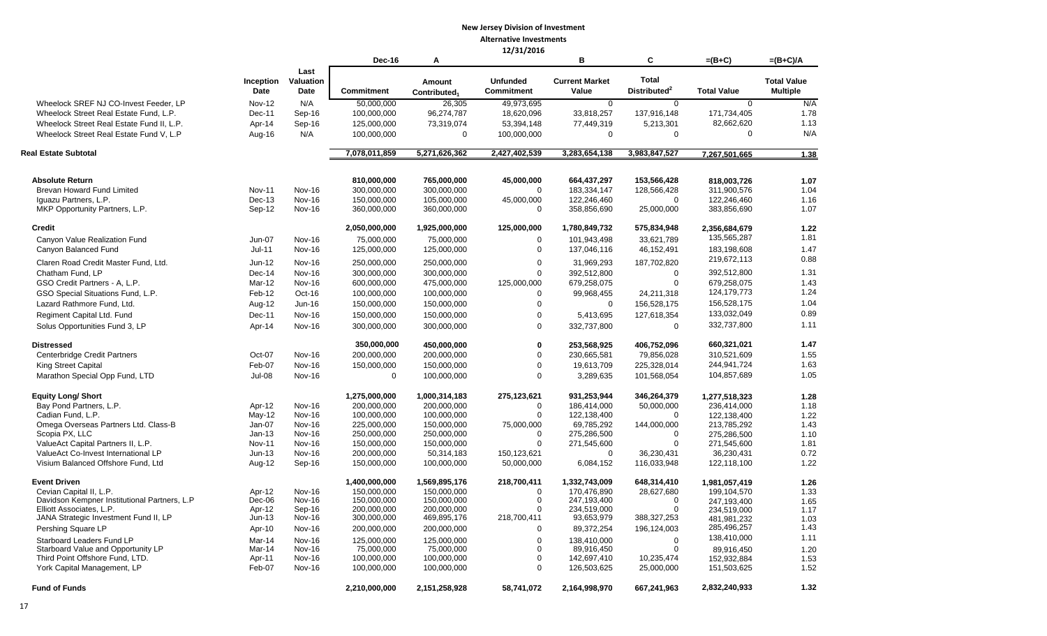# New Jersey Division of Investment

## Alternative Investments

### 12/31/2016

| | Inception Date | Last Valuation Date | Commitment | Amount Contributed[1] | Unfunded Commitment | Current Market Value | Total Distributed[2] | Total Value | Total Value Multiple |
|---|---|---|---|---|---|---|---|---|---|
| | | | Dec-16 | A | | B | C | =(B+C) | =(B+C)/A |
| Wheelock SREF NJ CO-Invest Feeder, LP | Nov-12 | N/A | 50,000,000 | 26,305 | 49,973,695 | 0 | 0 | 0 | N/A |
| Wheelock Street Real Estate Fund, L.P. | Dec-11 | Sep-16 | 100,000,000 | 96,274,787 | 18,620,096 | 33,818,257 | 137,916,148 | 171,734,405 | 1.78 |
| Wheelock Street Real Estate Fund II, L.P. | Apr-14 | Sep-16 | 125,000,000 | 73,319,074 | 53,394,148 | 77,449,319 | 5,213,301 | 82,662,620 | 1.13 |
| Wheelock Street Real Estate Fund V, L.P | Aug-16 | N/A | 100,000,000 | 0 | 100,000,000 | 0 | 0 | 0 | N/A |
| **Real Estate Subtotal** | | | **7,078,011,859** | **5,271,626,362** | **2,427,402,539** | **3,283,654,138** | **3,983,847,527** | **7,267,501,665** | **1.38** |
| **Absolute Return** | | | **810,000,000** | **765,000,000** | **45,000,000** | **664,437,297** | **153,566,428** | **818,003,726** | **1.07** |
| Brevan Howard Fund Limited | Nov-11 | Nov-16 | 300,000,000 | 300,000,000 | 0 | 183,334,147 | 128,566,428 | 311,900,576 | 1.04 |
| Iguazu Partners, L.P. | Dec-13 | Nov-16 | 150,000,000 | 105,000,000 | 45,000,000 | 122,246,460 | 0 | 122,246,460 | 1.16 |
| MKP Opportunity Partners, L.P. | Sep-12 | Nov-16 | 360,000,000 | 360,000,000 | 0 | 358,856,690 | 25,000,000 | 383,856,690 | 1.07 |
| **Credit** | | | **2,050,000,000** | **1,925,000,000** | **125,000,000** | **1,780,849,732** | **575,834,948** | **2,356,684,679** | **1.22** |
| Canyon Value Realization Fund | Jun-07 | Nov-16 | 75,000,000 | 75,000,000 | 0 | 101,943,498 | 33,621,789 | 135,565,287 | 1.81 |
| Canyon Balanced Fund | Jul-11 | Nov-16 | 125,000,000 | 125,000,000 | 0 | 137,046,116 | 46,152,491 | 183,198,608 | 1.47 |
| Claren Road Credit Master Fund, Ltd. | Jun-12 | Nov-16 | 250,000,000 | 250,000,000 | 0 | 31,969,293 | 187,702,820 | 219,672,113 | 0.88 |
| Chatham Fund, LP | Dec-14 | Nov-16 | 300,000,000 | 300,000,000 | 0 | 392,512,800 | 0 | 392,512,800 | 1.31 |
| GSO Credit Partners - A, L.P. | Mar-12 | Nov-16 | 600,000,000 | 475,000,000 | 125,000,000 | 679,258,075 | 0 | 679,258,075 | 1.43 |
| GSO Special Situations Fund, L.P. | Feb-12 | Oct-16 | 100,000,000 | 100,000,000 | 0 | 99,968,455 | 24,211,318 | 124,179,773 | 1.24 |
| Lazard Rathmore Fund, Ltd. | Aug-12 | Jun-16 | 150,000,000 | 150,000,000 | 0 | 0 | 156,528,175 | 156,528,175 | 1.04 |
| Regiment Capital Ltd. Fund | Dec-11 | Nov-16 | 150,000,000 | 150,000,000 | 0 | 5,413,695 | 127,618,354 | 133,032,049 | 0.89 |
| Solus Opportunities Fund 3, LP | Apr-14 | Nov-16 | 300,000,000 | 300,000,000 | 0 | 332,737,800 | 0 | 332,737,800 | 1.11 |
| **Distressed** | | | **350,000,000** | **450,000,000** | **0** | **253,568,925** | **406,752,096** | **660,321,021** | **1.47** |
| Centerbridge Credit Partners | Oct-07 | Nov-16 | 200,000,000 | 200,000,000 | 0 | 230,665,581 | 79,856,028 | 310,521,609 | 1.55 |
| King Street Capital | Feb-07 | Nov-16 | 150,000,000 | 150,000,000 | 0 | 19,613,709 | 225,328,014 | 244,941,724 | 1.63 |
| Marathon Special Opp Fund, LTD | Jul-08 | Nov-16 | 0 | 100,000,000 | 0 | 3,289,635 | 101,568,054 | 104,857,689 | 1.05 |
| **Equity Long/ Short** | | | **1,275,000,000** | **1,000,314,183** | **275,123,621** | **931,253,944** | **346,264,379** | **1,277,518,323** | **1.28** |
| Bay Pond Partners, L.P. | Apr-12 | Nov-16 | 200,000,000 | 200,000,000 | 0 | 186,414,000 | 50,000,000 | 236,414,000 | 1.18 |
| Cadian Fund, L.P. | May-12 | Nov-16 | 100,000,000 | 100,000,000 | 0 | 122,138,400 | 0 | 122,138,400 | 1.22 |
| Omega Overseas Partners Ltd. Class-B | Jan-07 | Nov-16 | 225,000,000 | 150,000,000 | 75,000,000 | 69,785,292 | 144,000,000 | 213,785,292 | 1.43 |
| Scopia PX, LLC | Jan-13 | Nov-16 | 250,000,000 | 250,000,000 | 0 | 275,286,500 | 0 | 275,286,500 | 1.10 |
| ValueAct Capital Partners II, L.P. | Nov-11 | Nov-16 | 150,000,000 | 150,000,000 | 0 | 271,545,600 | 0 | 271,545,600 | 1.81 |
| ValueAct Co-Invest International LP | Jun-13 | Nov-16 | 200,000,000 | 50,314,183 | 150,123,621 | 0 | 36,230,431 | 36,230,431 | 0.72 |
| Visium Balanced Offshore Fund, Ltd | Aug-12 | Sep-16 | 150,000,000 | 100,000,000 | 50,000,000 | 6,084,152 | 116,033,948 | 122,118,100 | 1.22 |
| **Event Driven** | | | **1,400,000,000** | **1,569,895,176** | **218,700,411** | **1,332,743,009** | **648,314,410** | **1,981,057,419** | **1.26** |
| Cevian Capital II, L.P. | Apr-12 | Nov-16 | 150,000,000 | 150,000,000 | 0 | 170,476,890 | 28,627,680 | 199,104,570 | 1.33 |
| Davidson Kempner Institutional Partners, L.P | Dec-06 | Nov-16 | 150,000,000 | 150,000,000 | 0 | 247,193,400 | 0 | 247,193,400 | 1.65 |
| Elliott Associates, L.P. | Apr-12 | Sep-16 | 200,000,000 | 200,000,000 | 0 | 234,519,000 | 0 | 234,519,000 | 1.17 |
| JANA Strategic Investment Fund II, LP | Jun-13 | Nov-16 | 300,000,000 | 469,895,176 | 218,700,411 | 93,653,979 | 388,327,253 | 481,981,232 | 1.03 |
| Pershing Square LP | Apr-10 | Nov-16 | 200,000,000 | 200,000,000 | 0 | 89,372,254 | 196,124,003 | 285,496,257 | 1.43 |
| Starboard Leaders Fund LP | Mar-14 | Nov-16 | 125,000,000 | 125,000,000 | 0 | 138,410,000 | 0 | 138,410,000 | 1.11 |
| Starboard Value and Opportunity LP | Mar-14 | Nov-16 | 75,000,000 | 75,000,000 | 0 | 89,916,450 | 0 | 89,916,450 | 1.20 |
| Third Point Offshore Fund, LTD. | Apr-11 | Nov-16 | 100,000,000 | 100,000,000 | 0 | 142,697,410 | 10,235,474 | 152,932,884 | 1.53 |
| York Capital Management, LP | Feb-07 | Nov-16 | 100,000,000 | 100,000,000 | 0 | 126,503,625 | 25,000,000 | 151,503,625 | 1.52 |
| **Fund of Funds** | | | **2,210,000,000** | **2,151,258,928** | **58,741,072** | **2,164,998,970** | **667,241,963** | **2,832,240,933** | **1.32** |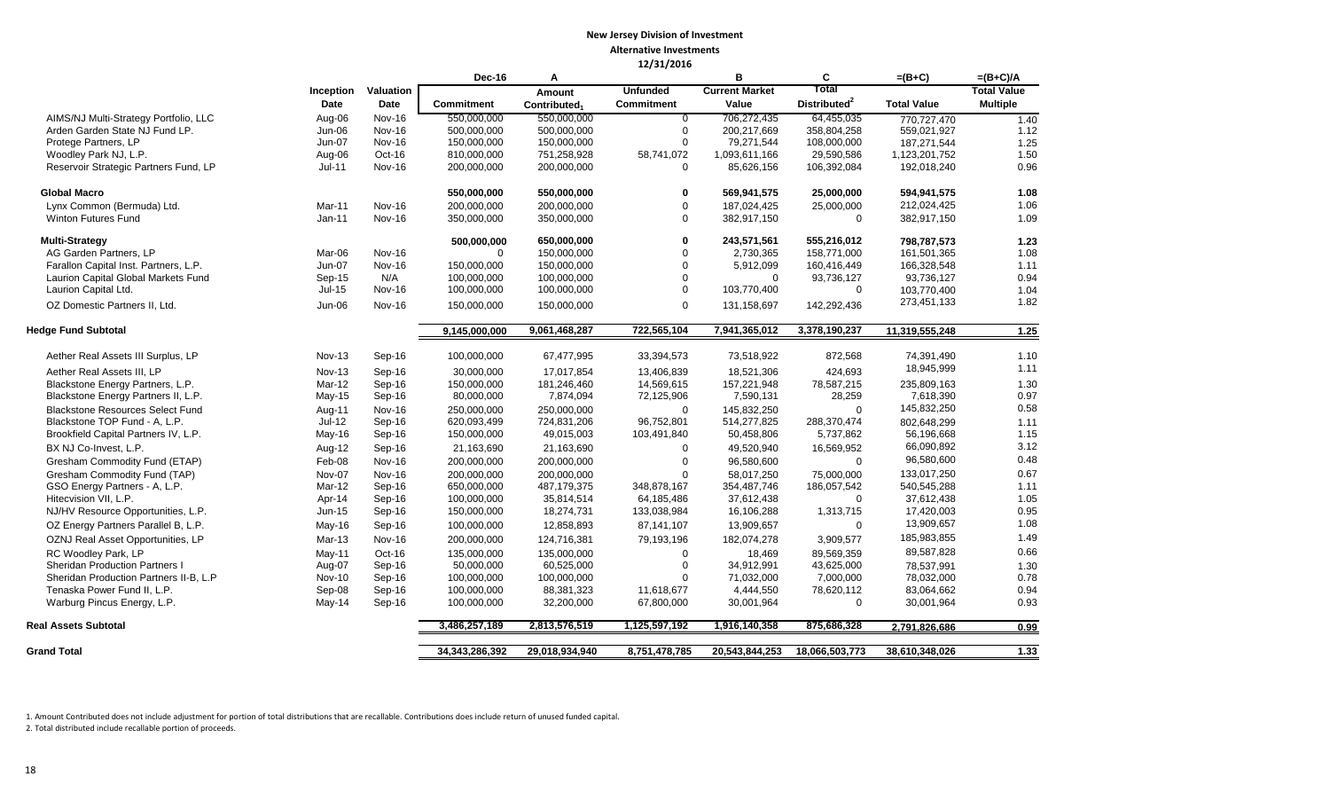**New Jersey Division of Investment**
**Alternative Investments**
**12/31/2016**

| | Inception Date | Valuation Date | Dec-16 Commitment | A Amount Contributed[1] | Unfunded Commitment | B Current Market Value | C Total Distributed[2] | =(B+C) Total Value | =(B+C)/A Total Value Multiple |
|---|---|---|---|---|---|---|---|---|---|
| AIMS/NJ Multi-Strategy Portfolio, LLC | Aug-06 | Nov-16 | 550,000,000 | 550,000,000 | 0 | 706,272,435 | 64,455,035 | 770,727,470 | 1.40 |
| Arden Garden State NJ Fund LP. | Jun-06 | Nov-16 | 500,000,000 | 500,000,000 | 0 | 200,217,669 | 358,804,258 | 559,021,927 | 1.12 |
| Protege Partners, LP | Jun-07 | Nov-16 | 150,000,000 | 150,000,000 | 0 | 79,271,544 | 108,000,000 | 187,271,544 | 1.25 |
| Woodley Park NJ, L.P. | Aug-06 | Oct-16 | 810,000,000 | 751,258,928 | 58,741,072 | 1,093,611,166 | 29,590,586 | 1,123,201,752 | 1.50 |
| Reservoir Strategic Partners Fund, LP | Jul-11 | Nov-16 | 200,000,000 | 200,000,000 | 0 | 85,626,156 | 106,392,084 | 192,018,240 | 0.96 |
| **Global Macro** | | | **550,000,000** | **550,000,000** | **0** | **569,941,575** | **25,000,000** | **594,941,575** | **1.08** |
| Lynx Common (Bermuda) Ltd. | Mar-11 | Nov-16 | 200,000,000 | 200,000,000 | 0 | 187,024,425 | 25,000,000 | 212,024,425 | 1.06 |
| Winton Futures Fund | Jan-11 | Nov-16 | 350,000,000 | 350,000,000 | 0 | 382,917,150 | 0 | 382,917,150 | 1.09 |
| **Multi-Strategy** | | | **500,000,000** | **650,000,000** | **0** | **243,571,561** | **555,216,012** | **798,787,573** | **1.23** |
| AG Garden Partners, LP | Mar-06 | Nov-16 | 0 | 150,000,000 | 0 | 2,730,365 | 158,771,000 | 161,501,365 | 1.08 |
| Farallon Capital Inst. Partners, L.P. | Jun-07 | Nov-16 | 150,000,000 | 150,000,000 | 0 | 5,912,099 | 160,416,449 | 166,328,548 | 1.11 |
| Laurion Capital Global Markets Fund | Sep-15 | N/A | 100,000,000 | 100,000,000 | 0 | 0 | 93,736,127 | 93,736,127 | 0.94 |
| Laurion Capital Ltd. | Jul-15 | Nov-16 | 100,000,000 | 100,000,000 | 0 | 103,770,400 | 0 | 103,770,400 | 1.04 |
| OZ Domestic Partners II, Ltd. | Jun-06 | Nov-16 | 150,000,000 | 150,000,000 | 0 | 131,158,697 | 142,292,436 | 273,451,133 | 1.82 |
| **Hedge Fund Subtotal** | | | **9,145,000,000** | **9,061,468,287** | **722,565,104** | **7,941,365,012** | **3,378,190,237** | **11,319,555,248** | **1.25** |
| Aether Real Assets III Surplus, LP | Nov-13 | Sep-16 | 100,000,000 | 67,477,995 | 33,394,573 | 73,518,922 | 872,568 | 74,391,490 | 1.10 |
| Aether Real Assets III, LP | Nov-13 | Sep-16 | 30,000,000 | 17,017,854 | 13,406,839 | 18,521,306 | 424,693 | 18,945,999 | 1.11 |
| Blackstone Energy Partners, L.P. | Mar-12 | Sep-16 | 150,000,000 | 181,246,460 | 14,569,615 | 157,221,948 | 78,587,215 | 235,809,163 | 1.30 |
| Blackstone Energy Partners II, L.P. | May-15 | Sep-16 | 80,000,000 | 7,874,094 | 72,125,906 | 7,590,131 | 28,259 | 7,618,390 | 0.97 |
| Blackstone Resources Select Fund | Aug-11 | Nov-16 | 250,000,000 | 250,000,000 | 0 | 145,832,250 | 0 | 145,832,250 | 0.58 |
| Blackstone TOP Fund - A, L.P. | Jul-12 | Sep-16 | 620,093,499 | 724,831,206 | 96,752,801 | 514,277,825 | 288,370,474 | 802,648,299 | 1.11 |
| Brookfield Capital Partners IV, L.P. | May-16 | Sep-16 | 150,000,000 | 49,015,003 | 103,491,840 | 50,458,806 | 5,737,862 | 56,196,668 | 1.15 |
| BX NJ Co-Invest, L.P. | Aug-12 | Sep-16 | 21,163,690 | 21,163,690 | 0 | 49,520,940 | 16,569,952 | 66,090,892 | 3.12 |
| Gresham Commodity Fund (ETAP) | Feb-08 | Nov-16 | 200,000,000 | 200,000,000 | 0 | 96,580,600 | 0 | 96,580,600 | 0.48 |
| Gresham Commodity Fund (TAP) | Nov-07 | Nov-16 | 200,000,000 | 200,000,000 | 0 | 58,017,250 | 75,000,000 | 133,017,250 | 0.67 |
| GSO Energy Partners - A, L.P. | Mar-12 | Sep-16 | 650,000,000 | 487,179,375 | 348,878,167 | 354,487,746 | 186,057,542 | 540,545,288 | 1.11 |
| Hitecvision VII, L.P. | Apr-14 | Sep-16 | 100,000,000 | 35,814,514 | 64,185,486 | 37,612,438 | 0 | 37,612,438 | 1.05 |
| NJ/HV Resource Opportunities, L.P. | Jun-15 | Sep-16 | 150,000,000 | 18,274,731 | 133,038,984 | 16,106,288 | 1,313,715 | 17,420,003 | 0.95 |
| OZ Energy Partners Parallel B, L.P. | May-16 | Sep-16 | 100,000,000 | 12,858,893 | 87,141,107 | 13,909,657 | 0 | 13,909,657 | 1.08 |
| OZNJ Real Asset Opportunities, LP | Mar-13 | Nov-16 | 200,000,000 | 124,716,381 | 79,193,196 | 182,074,278 | 3,909,577 | 185,983,855 | 1.49 |
| RC Woodley Park, LP | May-11 | Oct-16 | 135,000,000 | 135,000,000 | 0 | 18,469 | 89,569,359 | 89,587,828 | 0.66 |
| Sheridan Production Partners I | Aug-07 | Sep-16 | 50,000,000 | 60,525,000 | 0 | 34,912,991 | 43,625,000 | 78,537,991 | 1.30 |
| Sheridan Production Partners II-B, L.P | Nov-10 | Sep-16 | 100,000,000 | 100,000,000 | 0 | 71,032,000 | 7,000,000 | 78,032,000 | 0.78 |
| Tenaska Power Fund II, L.P. | Sep-08 | Sep-16 | 100,000,000 | 88,381,323 | 11,618,677 | 4,444,550 | 78,620,112 | 83,064,662 | 0.94 |
| Warburg Pincus Energy, L.P. | May-14 | Sep-16 | 100,000,000 | 32,200,000 | 67,800,000 | 30,001,964 | 0 | 30,001,964 | 0.93 |
| **Real Assets Subtotal** | | | **3,486,257,189** | **2,813,576,519** | **1,125,597,192** | **1,916,140,358** | **875,686,328** | **2,791,826,686** | **0.99** |
| **Grand Total** | | | **34,343,286,392** | **29,018,934,940** | **8,751,478,785** | **20,543,844,253** | **18,066,503,773** | **38,610,348,026** | **1.33** |

1. Amount Contributed does not include adjustment for portion of total distributions that are recallable. Contributions does include return of unused funded capital.
2. Total distributed include recallable portion of proceeds.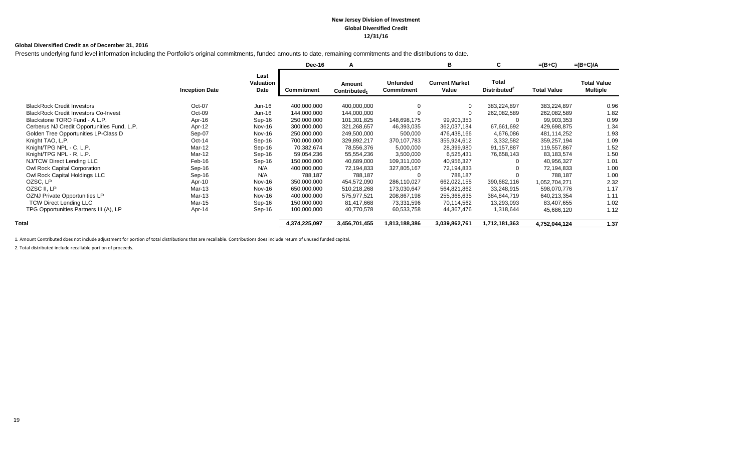**New Jersey Division of Investment**
**Global Diversified Credit**
**12/31/16**

**Global Diversified Credit as of December 31, 2016**

Presents underlying fund level information including the Portfolio's original commitments, funded amounts to date, remaining commitments and the distributions to date.

| | | | Dec-16 | A | | B | C | =(B+C) | =(B+C)/A |
|---|---|---|---|---|---|---|---|---|---|
| | **Inception Date** | **Last Valuation Date** | **Commitment** | **Amount Contributed[1]** | **Unfunded Commitment** | **Current Market Value** | **Total Distributed[2]** | **Total Value** | **Total Value Multiple** |
| BlackRock Credit Investors | Oct-07 | Jun-16 | 400,000,000 | 400,000,000 | 0 | 0 | 383,224,897 | 383,224,897 | 0.96 |
| BlackRock Credit Investors Co-Invest | Oct-09 | Jun-16 | 144,000,000 | 144,000,000 | 0 | 0 | 262,082,589 | 262,082,589 | 1.82 |
| Blackstone TORO Fund - A L.P. | Apr-16 | Sep-16 | 250,000,000 | 101,301,825 | 148,698,175 | 99,903,353 | 0 | 99,903,353 | 0.99 |
| Cerberus NJ Credit Opportunities Fund, L.P. | Apr-12 | Nov-16 | 300,000,000 | 321,268,657 | 46,393,035 | 362,037,184 | 67,661,692 | 429,698,875 | 1.34 |
| Golden Tree Opportunities LP-Class D | Sep-07 | Nov-16 | 250,000,000 | 249,500,000 | 500,000 | 476,438,166 | 4,676,086 | 481,114,252 | 1.93 |
| Knight TAO, L.P. | Oct-14 | Sep-16 | 700,000,000 | 329,892,217 | 370,107,783 | 355,924,612 | 3,332,582 | 359,257,194 | 1.09 |
| Knight/TPG NPL - C, L.P. | Mar-12 | Sep-16 | 70,382,674 | 78,556,376 | 5,000,000 | 28,399,980 | 91,157,887 | 119,557,867 | 1.52 |
| Knight/TPG NPL - R, L.P. | Mar-12 | Sep-16 | 59,054,236 | 55,554,236 | 3,500,000 | 6,525,431 | 76,658,143 | 83,183,574 | 1.50 |
| NJ/TCW Direct Lending LLC | Feb-16 | Sep-16 | 150,000,000 | 40,689,000 | 109,311,000 | 40,956,327 | 0 | 40,956,327 | 1.01 |
| Owl Rock Capital Corporation | Sep-16 | N/A | 400,000,000 | 72,194,833 | 327,805,167 | 72,194,833 | 0 | 72,194,833 | 1.00 |
| Owl Rock Capital Holdings LLC | Sep-16 | N/A | 788,187 | 788,187 | 0 | 788,187 | 0 | 788,187 | 1.00 |
| OZSC, LP | Apr-10 | Nov-16 | 350,000,000 | 454,572,090 | 286,110,027 | 662,022,155 | 390,682,116 | 1,052,704,271 | 2.32 |
| OZSC II, LP | Mar-13 | Nov-16 | 650,000,000 | 510,218,268 | 173,030,647 | 564,821,862 | 33,248,915 | 598,070,776 | 1.17 |
| OZNJ Private Opportunities LP | Mar-13 | Nov-16 | 400,000,000 | 575,977,521 | 208,867,198 | 255,368,635 | 384,844,719 | 640,213,354 | 1.11 |
| TCW Direct Lending LLC | Mar-15 | Sep-16 | 150,000,000 | 81,417,668 | 73,331,596 | 70,114,562 | 13,293,093 | 83,407,655 | 1.02 |
| TPG Opportunities Partners III (A), LP | Apr-14 | Sep-16 | 100,000,000 | 40,770,578 | 60,533,758 | 44,367,476 | 1,318,644 | 45,686,120 | 1.12 |
| **Total** | | | **4,374,225,097** | **3,456,701,455** | **1,813,188,386** | **3,039,862,761** | **1,712,181,363** | **4,752,044,124** | **1.37** |

1. Amount Contributed does not include adjustment for portion of total distributions that are recallable. Contributions does include return of unused funded capital.

2. Total distributed include recallable portion of proceeds.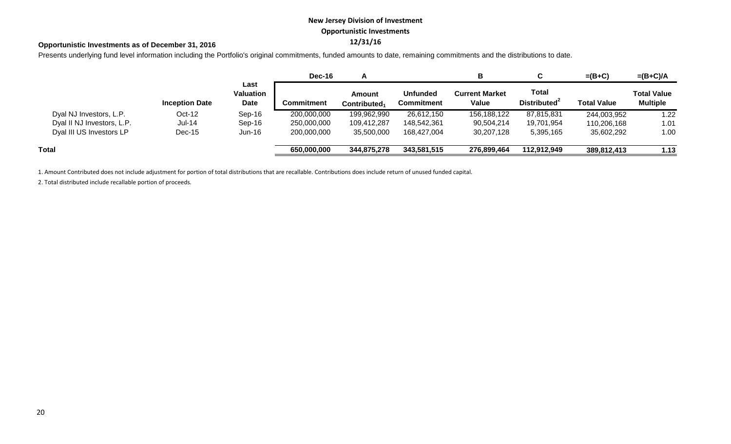**New Jersey Division of Investment**

**Opportunistic Investments**

**12/31/16**

**Opportunistic Investments as of December 31, 2016**

Presents underlying fund level information including the Portfolio's original commitments, funded amounts to date, remaining commitments and the distributions to date.

| | | | Dec-16 | A | | B | C | =(B+C) | =(B+C)/A |
|---|---|---|---|---|---|---|---|---|---|
| | Inception Date | Last Valuation Date | Commitment | Amount Contributed[1] | Unfunded Commitment | Current Market Value | Total Distributed[2] | Total Value | Total Value Multiple |
| Dyal NJ Investors, L.P. | Oct-12 | Sep-16 | 200,000,000 | 199,962,990 | 26,612,150 | 156,188,122 | 87,815,831 | 244,003,952 | 1.22 |
| Dyal II NJ Investors, L.P. | Jul-14 | Sep-16 | 250,000,000 | 109,412,287 | 148,542,361 | 90,504,214 | 19,701,954 | 110,206,168 | 1.01 |
| Dyal III US Investors LP | Dec-15 | Jun-16 | 200,000,000 | 35,500,000 | 168,427,004 | 30,207,128 | 5,395,165 | 35,602,292 | 1.00 |
| **Total** | | | **650,000,000** | **344,875,278** | **343,581,515** | **276,899,464** | **112,912,949** | **389,812,413** | **1.13** |

1. Amount Contributed does not include adjustment for portion of total distributions that are recallable. Contributions does include return of unused funded capital.

2. Total distributed include recallable portion of proceeds.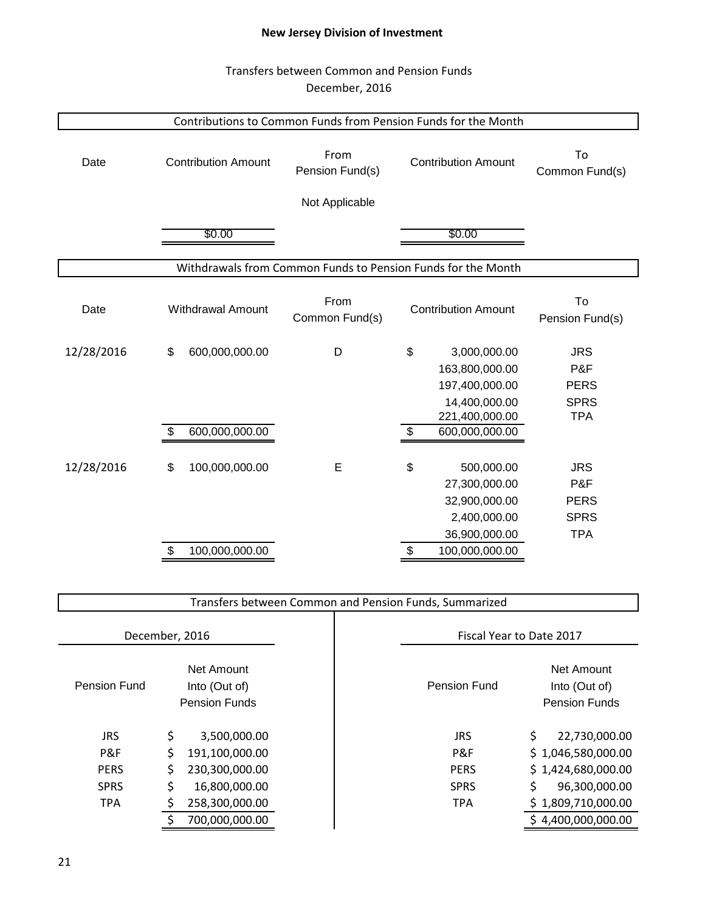**New Jersey Division of Investment**

Transfers between Common and Pension Funds
December, 2016

## Contributions to Common Funds from Pension Funds for the Month

| Date | Contribution Amount | From Pension Fund(s) | Contribution Amount | To Common Fund(s) |
|---|---|---|---|---|
| | | Not Applicable | | |
| | $0.00 | | $0.00 | |

## Withdrawals from Common Funds to Pension Funds for the Month

| Date | Withdrawal Amount | From Common Fund(s) | Contribution Amount | To Pension Fund(s) |
|---|---|---|---|---|
| 12/28/2016 | $ 600,000,000.00 | D | $ 3,000,000.00 | JRS |
| | | | 163,800,000.00 | P&F |
| | | | 197,400,000.00 | PERS |
| | | | 14,400,000.00 | SPRS |
| | | | 221,400,000.00 | TPA |
| | $ 600,000,000.00 | | $ 600,000,000.00 | |
| 12/28/2016 | $ 100,000,000.00 | E | $ 500,000.00 | JRS |
| | | | 27,300,000.00 | P&F |
| | | | 32,900,000.00 | PERS |
| | | | 2,400,000.00 | SPRS |
| | | | 36,900,000.00 | TPA |
| | $ 100,000,000.00 | | $ 100,000,000.00 | |

## Transfers between Common and Pension Funds, Summarized

**December, 2016**

| Pension Fund | Net Amount Into (Out of) Pension Funds |
|---|---|
| JRS | $ 3,500,000.00 |
| P&F | $ 191,100,000.00 |
| PERS | $ 230,300,000.00 |
| SPRS | $ 16,800,000.00 |
| TPA | $ 258,300,000.00 |
| | $ 700,000,000.00 |

**Fiscal Year to Date 2017**

| Pension Fund | Net Amount Into (Out of) Pension Funds |
|---|---|
| JRS | $ 22,730,000.00 |
| P&F | $ 1,046,580,000.00 |
| PERS | $ 1,424,680,000.00 |
| SPRS | $ 96,300,000.00 |
| TPA | $ 1,809,710,000.00 |
| | $ 4,400,000,000.00 |